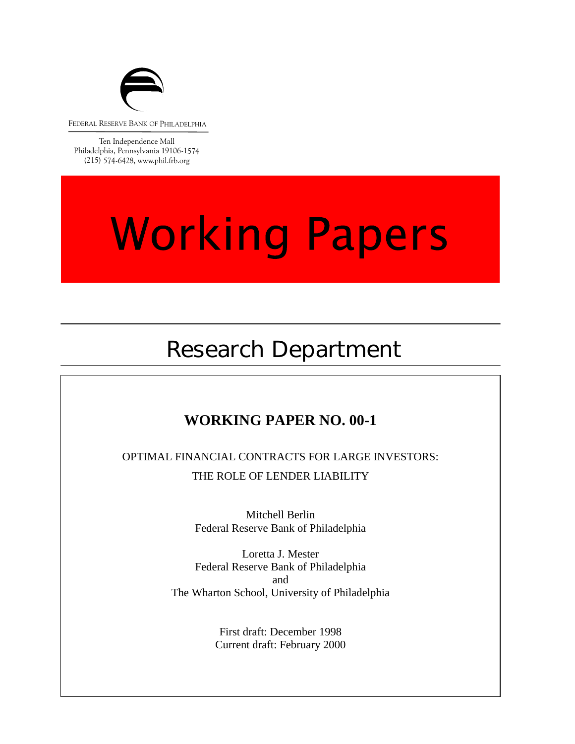FEDERAL RESERVE BANK OF PHILADELPHIA

Ten Independence Mall
Philadelphia, Pennsylvania 19106-1574
(215) 574-6428, www.phil.frb.org

# Working Papers

## Research Department

### WORKING PAPER NO. 00-1

OPTIMAL FINANCIAL CONTRACTS FOR LARGE INVESTORS:

THE ROLE OF LENDER LIABILITY

Mitchell Berlin
Federal Reserve Bank of Philadelphia

Loretta J. Mester
Federal Reserve Bank of Philadelphia
and
The Wharton School, University of Philadelphia

First draft: December 1998
Current draft: February 2000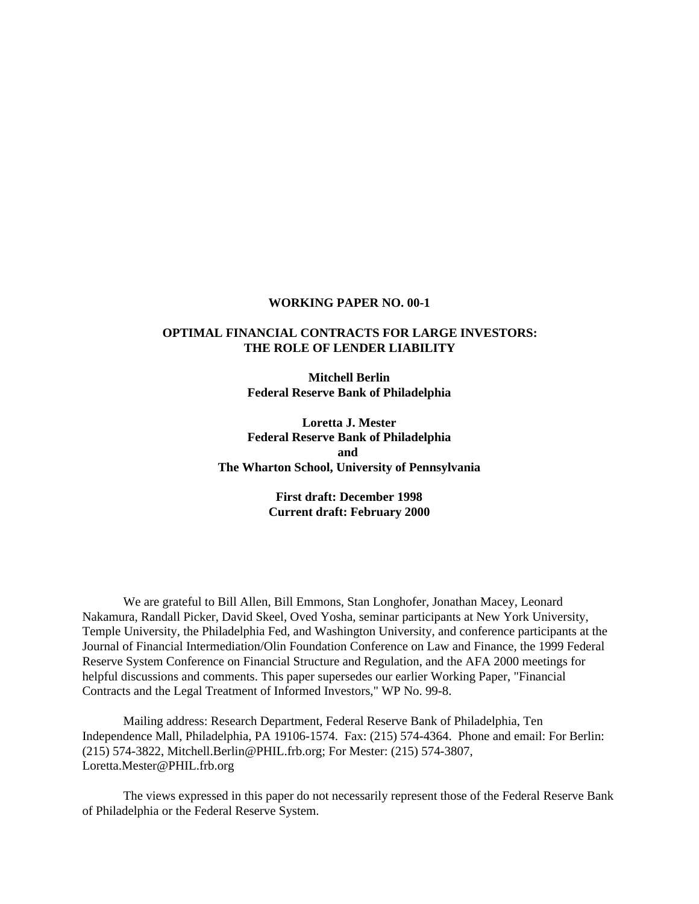**WORKING PAPER NO. 00-1**

**OPTIMAL FINANCIAL CONTRACTS FOR LARGE INVESTORS:**
**THE ROLE OF LENDER LIABILITY**

**Mitchell Berlin**
**Federal Reserve Bank of Philadelphia**

**Loretta J. Mester**
**Federal Reserve Bank of Philadelphia**
**and**
**The Wharton School, University of Pennsylvania**

**First draft: December 1998**
**Current draft: February 2000**

We are grateful to Bill Allen, Bill Emmons, Stan Longhofer, Jonathan Macey, Leonard Nakamura, Randall Picker, David Skeel, Oved Yosha, seminar participants at New York University, Temple University, the Philadelphia Fed, and Washington University, and conference participants at the Journal of Financial Intermediation/Olin Foundation Conference on Law and Finance, the 1999 Federal Reserve System Conference on Financial Structure and Regulation, and the AFA 2000 meetings for helpful discussions and comments. This paper supersedes our earlier Working Paper, "Financial Contracts and the Legal Treatment of Informed Investors," WP No. 99-8.

Mailing address: Research Department, Federal Reserve Bank of Philadelphia, Ten Independence Mall, Philadelphia, PA 19106-1574. Fax: (215) 574-4364. Phone and email: For Berlin: (215) 574-3822, Mitchell.Berlin@PHIL.frb.org; For Mester: (215) 574-3807, Loretta.Mester@PHIL.frb.org

The views expressed in this paper do not necessarily represent those of the Federal Reserve Bank of Philadelphia or the Federal Reserve System.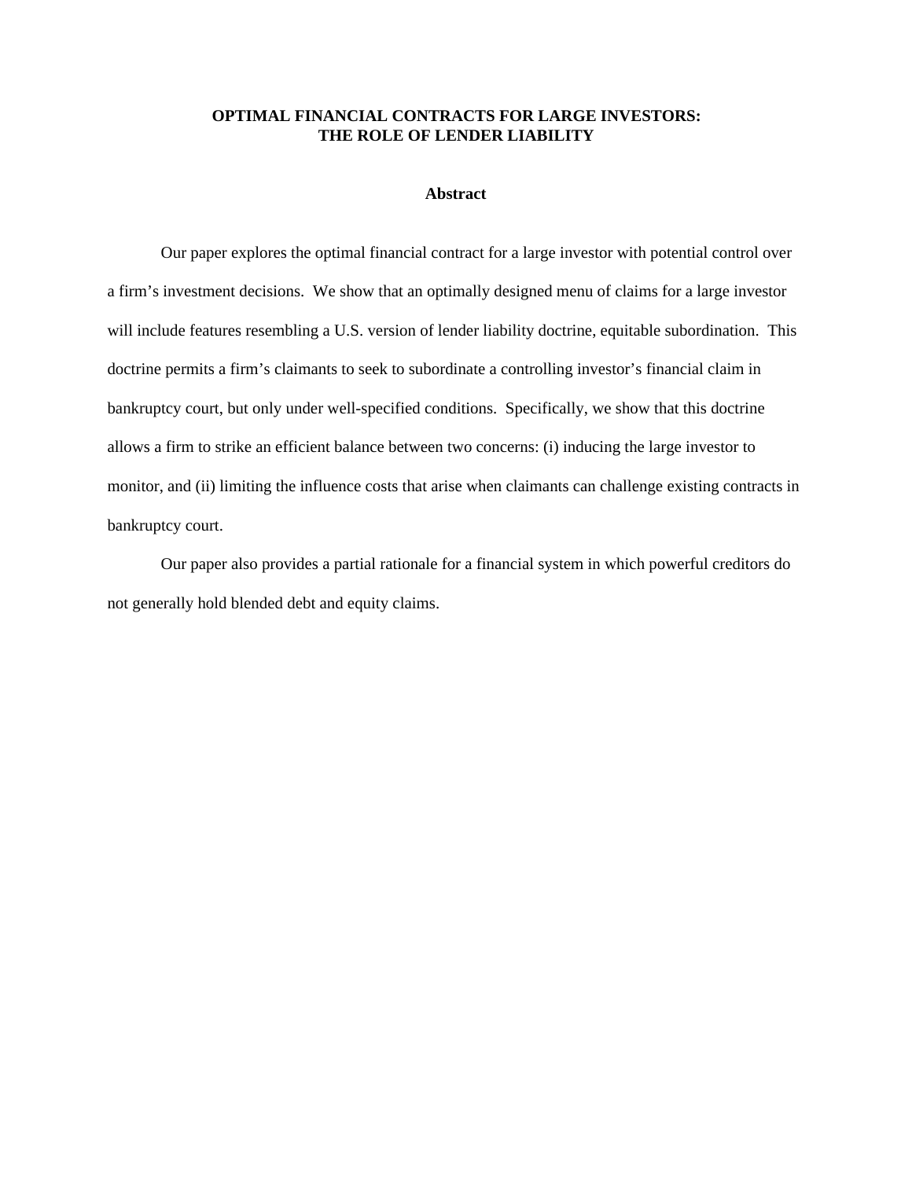# OPTIMAL FINANCIAL CONTRACTS FOR LARGE INVESTORS: THE ROLE OF LENDER LIABILITY

## Abstract

Our paper explores the optimal financial contract for a large investor with potential control over a firm's investment decisions. We show that an optimally designed menu of claims for a large investor will include features resembling a U.S. version of lender liability doctrine, equitable subordination. This doctrine permits a firm's claimants to seek to subordinate a controlling investor's financial claim in bankruptcy court, but only under well-specified conditions. Specifically, we show that this doctrine allows a firm to strike an efficient balance between two concerns: (i) inducing the large investor to monitor, and (ii) limiting the influence costs that arise when claimants can challenge existing contracts in bankruptcy court.

Our paper also provides a partial rationale for a financial system in which powerful creditors do not generally hold blended debt and equity claims.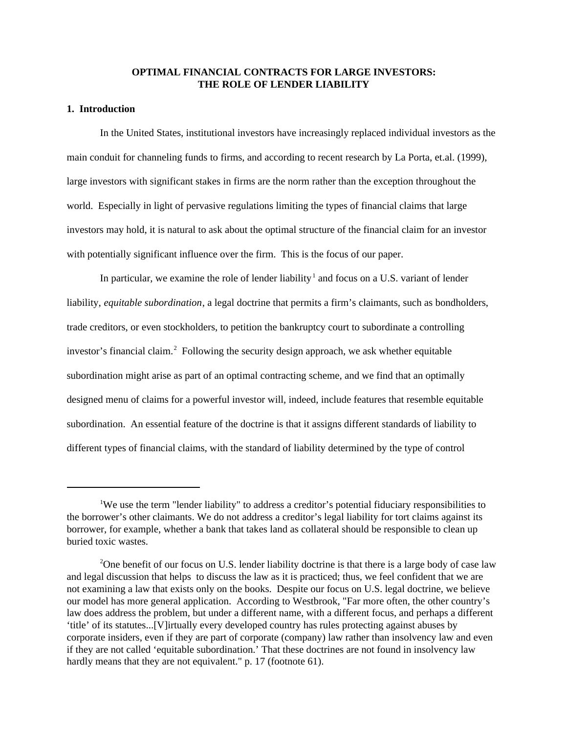# OPTIMAL FINANCIAL CONTRACTS FOR LARGE INVESTORS: THE ROLE OF LENDER LIABILITY

## 1. Introduction

In the United States, institutional investors have increasingly replaced individual investors as the main conduit for channeling funds to firms, and according to recent research by La Porta, et.al. (1999), large investors with significant stakes in firms are the norm rather than the exception throughout the world. Especially in light of pervasive regulations limiting the types of financial claims that large investors may hold, it is natural to ask about the optimal structure of the financial claim for an investor with potentially significant influence over the firm. This is the focus of our paper.

In particular, we examine the role of lender liability[1] and focus on a U.S. variant of lender liability, *equitable subordination*, a legal doctrine that permits a firm's claimants, such as bondholders, trade creditors, or even stockholders, to petition the bankruptcy court to subordinate a controlling investor's financial claim.[2] Following the security design approach, we ask whether equitable subordination might arise as part of an optimal contracting scheme, and we find that an optimally designed menu of claims for a powerful investor will, indeed, include features that resemble equitable subordination. An essential feature of the doctrine is that it assigns different standards of liability to different types of financial claims, with the standard of liability determined by the type of control

---

[1]We use the term "lender liability" to address a creditor's potential fiduciary responsibilities to the borrower's other claimants. We do not address a creditor's legal liability for tort claims against its borrower, for example, whether a bank that takes land as collateral should be responsible to clean up buried toxic wastes.

[2]One benefit of our focus on U.S. lender liability doctrine is that there is a large body of case law and legal discussion that helps to discuss the law as it is practiced; thus, we feel confident that we are not examining a law that exists only on the books. Despite our focus on U.S. legal doctrine, we believe our model has more general application. According to Westbrook, "Far more often, the other country's law does address the problem, but under a different name, with a different focus, and perhaps a different 'title' of its statutes...[V]irtually every developed country has rules protecting against abuses by corporate insiders, even if they are part of corporate (company) law rather than insolvency law and even if they are not called 'equitable subordination.' That these doctrines are not found in insolvency law hardly means that they are not equivalent." p. 17 (footnote 61).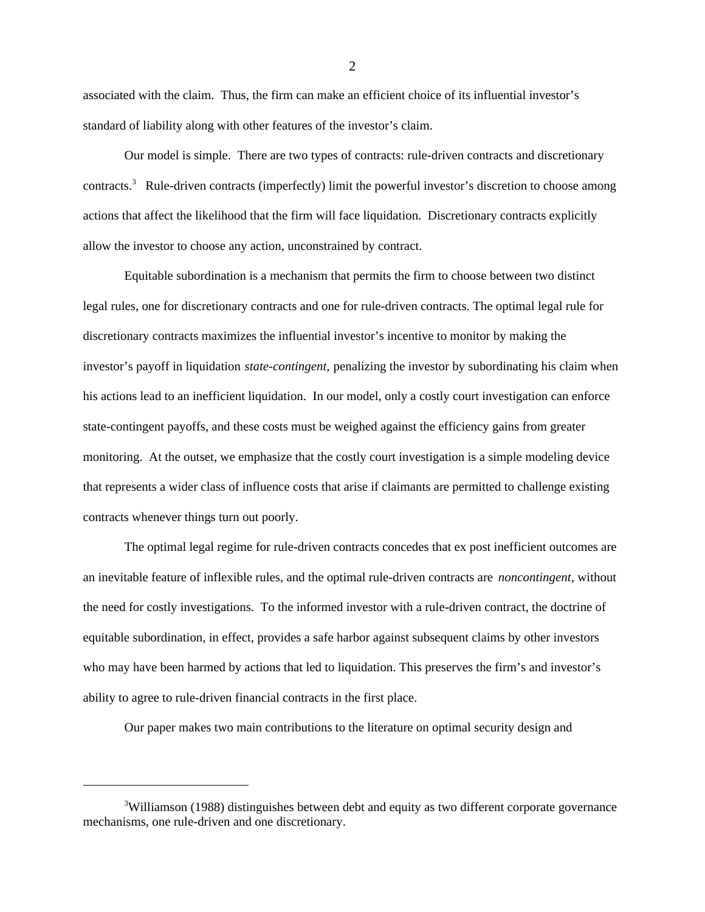associated with the claim. Thus, the firm can make an efficient choice of its influential investor's standard of liability along with other features of the investor's claim.

Our model is simple. There are two types of contracts: rule-driven contracts and discretionary contracts.[3] Rule-driven contracts (imperfectly) limit the powerful investor's discretion to choose among actions that affect the likelihood that the firm will face liquidation. Discretionary contracts explicitly allow the investor to choose any action, unconstrained by contract.

Equitable subordination is a mechanism that permits the firm to choose between two distinct legal rules, one for discretionary contracts and one for rule-driven contracts. The optimal legal rule for discretionary contracts maximizes the influential investor's incentive to monitor by making the investor's payoff in liquidation *state-contingent,* penalizing the investor by subordinating his claim when his actions lead to an inefficient liquidation. In our model, only a costly court investigation can enforce state-contingent payoffs, and these costs must be weighed against the efficiency gains from greater monitoring. At the outset, we emphasize that the costly court investigation is a simple modeling device that represents a wider class of influence costs that arise if claimants are permitted to challenge existing contracts whenever things turn out poorly.

The optimal legal regime for rule-driven contracts concedes that ex post inefficient outcomes are an inevitable feature of inflexible rules, and the optimal rule-driven contracts are *noncontingent*, without the need for costly investigations. To the informed investor with a rule-driven contract, the doctrine of equitable subordination, in effect, provides a safe harbor against subsequent claims by other investors who may have been harmed by actions that led to liquidation. This preserves the firm's and investor's ability to agree to rule-driven financial contracts in the first place.

Our paper makes two main contributions to the literature on optimal security design and

---

[3] Williamson (1988) distinguishes between debt and equity as two different corporate governance mechanisms, one rule-driven and one discretionary.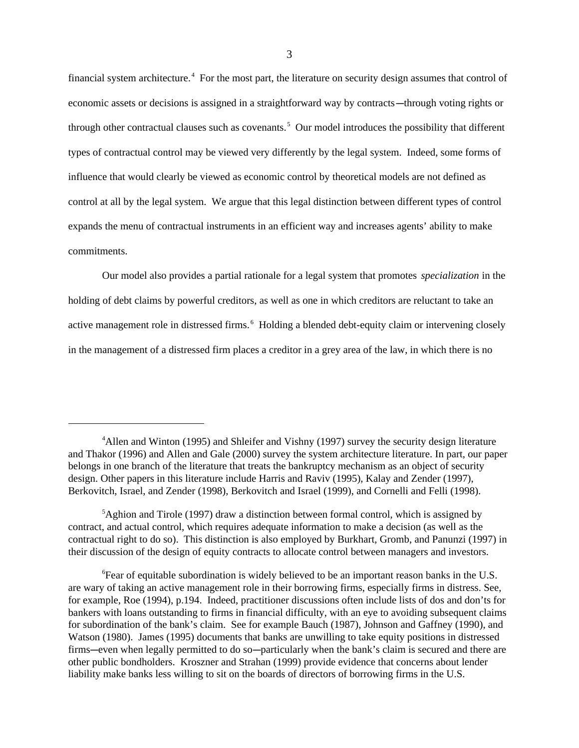financial system architecture.[4] For the most part, the literature on security design assumes that control of economic assets or decisions is assigned in a straightforward way by contracts—through voting rights or through other contractual clauses such as covenants.[5] Our model introduces the possibility that different types of contractual control may be viewed very differently by the legal system. Indeed, some forms of influence that would clearly be viewed as economic control by theoretical models are not defined as control at all by the legal system. We argue that this legal distinction between different types of control expands the menu of contractual instruments in an efficient way and increases agents' ability to make commitments.

Our model also provides a partial rationale for a legal system that promotes *specialization* in the holding of debt claims by powerful creditors, as well as one in which creditors are reluctant to take an active management role in distressed firms.[6] Holding a blended debt-equity claim or intervening closely in the management of a distressed firm places a creditor in a grey area of the law, in which there is no

---

[4]Allen and Winton (1995) and Shleifer and Vishny (1997) survey the security design literature and Thakor (1996) and Allen and Gale (2000) survey the system architecture literature. In part, our paper belongs in one branch of the literature that treats the bankruptcy mechanism as an object of security design. Other papers in this literature include Harris and Raviv (1995), Kalay and Zender (1997), Berkovitch, Israel, and Zender (1998), Berkovitch and Israel (1999), and Cornelli and Felli (1998).

[5]Aghion and Tirole (1997) draw a distinction between formal control, which is assigned by contract, and actual control, which requires adequate information to make a decision (as well as the contractual right to do so). This distinction is also employed by Burkhart, Gromb, and Panunzi (1997) in their discussion of the design of equity contracts to allocate control between managers and investors.

[6]Fear of equitable subordination is widely believed to be an important reason banks in the U.S. are wary of taking an active management role in their borrowing firms, especially firms in distress. See, for example, Roe (1994), p.194. Indeed, practitioner discussions often include lists of dos and don'ts for bankers with loans outstanding to firms in financial difficulty, with an eye to avoiding subsequent claims for subordination of the bank's claim. See for example Bauch (1987), Johnson and Gaffney (1990), and Watson (1980). James (1995) documents that banks are unwilling to take equity positions in distressed firms—even when legally permitted to do so—particularly when the bank's claim is secured and there are other public bondholders. Kroszner and Strahan (1999) provide evidence that concerns about lender liability make banks less willing to sit on the boards of directors of borrowing firms in the U.S.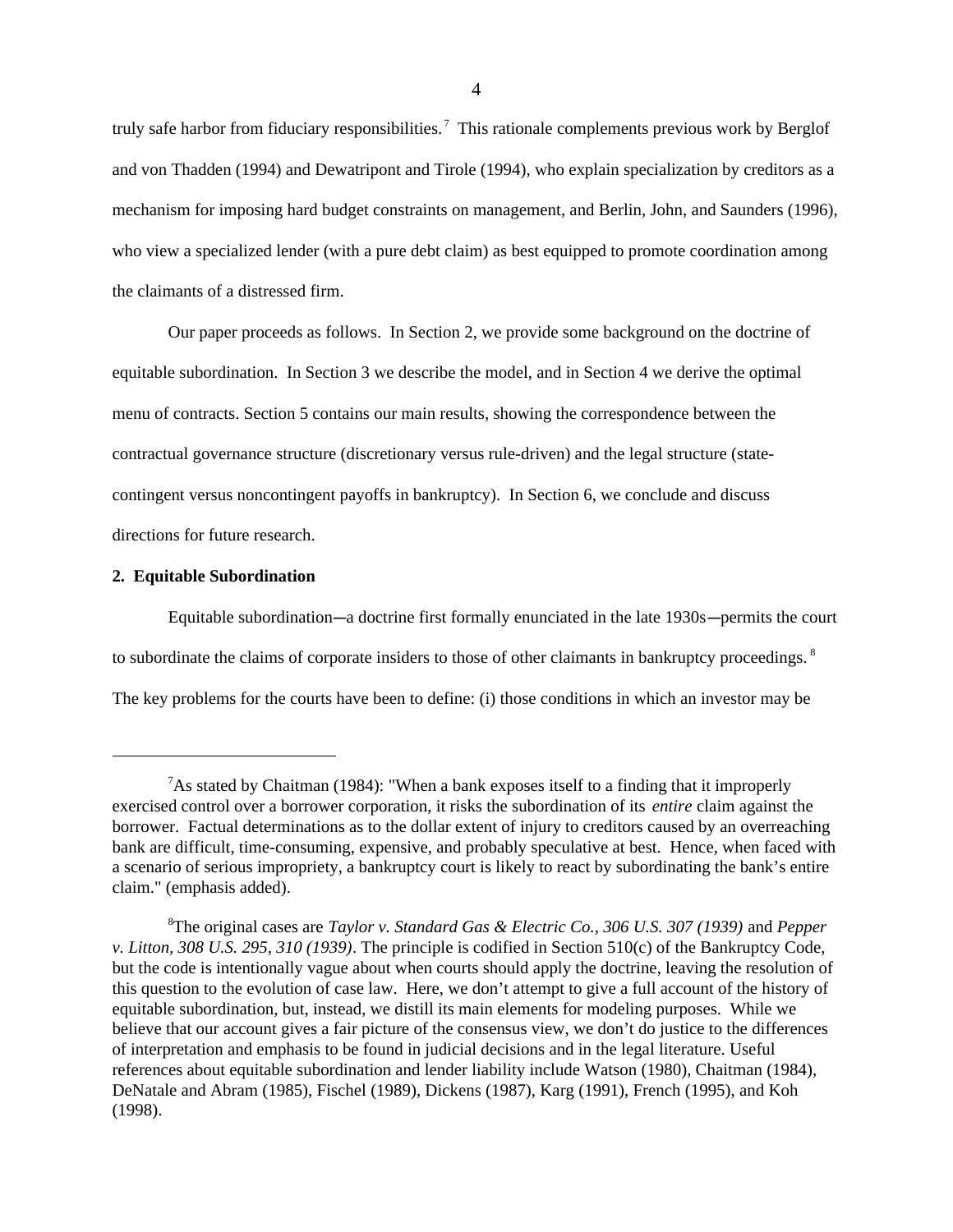truly safe harbor from fiduciary responsibilities.[7] This rationale complements previous work by Berglof and von Thadden (1994) and Dewatripont and Tirole (1994), who explain specialization by creditors as a mechanism for imposing hard budget constraints on management, and Berlin, John, and Saunders (1996), who view a specialized lender (with a pure debt claim) as best equipped to promote coordination among the claimants of a distressed firm.

Our paper proceeds as follows. In Section 2, we provide some background on the doctrine of equitable subordination. In Section 3 we describe the model, and in Section 4 we derive the optimal menu of contracts. Section 5 contains our main results, showing the correspondence between the contractual governance structure (discretionary versus rule-driven) and the legal structure (state-contingent versus noncontingent payoffs in bankruptcy). In Section 6, we conclude and discuss directions for future research.

## 2. Equitable Subordination

Equitable subordination—a doctrine first formally enunciated in the late 1930s—permits the court to subordinate the claims of corporate insiders to those of other claimants in bankruptcy proceedings.[8] The key problems for the courts have been to define: (i) those conditions in which an investor may be

---

[7] As stated by Chaitman (1984): "When a bank exposes itself to a finding that it improperly exercised control over a borrower corporation, it risks the subordination of its *entire* claim against the borrower. Factual determinations as to the dollar extent of injury to creditors caused by an overreaching bank are difficult, time-consuming, expensive, and probably speculative at best. Hence, when faced with a scenario of serious impropriety, a bankruptcy court is likely to react by subordinating the bank's entire claim." (emphasis added).

[8] The original cases are *Taylor v. Standard Gas & Electric Co., 306 U.S. 307 (1939)* and *Pepper v. Litton, 308 U.S. 295, 310 (1939)*. The principle is codified in Section 510(c) of the Bankruptcy Code, but the code is intentionally vague about when courts should apply the doctrine, leaving the resolution of this question to the evolution of case law. Here, we don't attempt to give a full account of the history of equitable subordination, but, instead, we distill its main elements for modeling purposes. While we believe that our account gives a fair picture of the consensus view, we don't do justice to the differences of interpretation and emphasis to be found in judicial decisions and in the legal literature. Useful references about equitable subordination and lender liability include Watson (1980), Chaitman (1984), DeNatale and Abram (1985), Fischel (1989), Dickens (1987), Karg (1991), French (1995), and Koh (1998).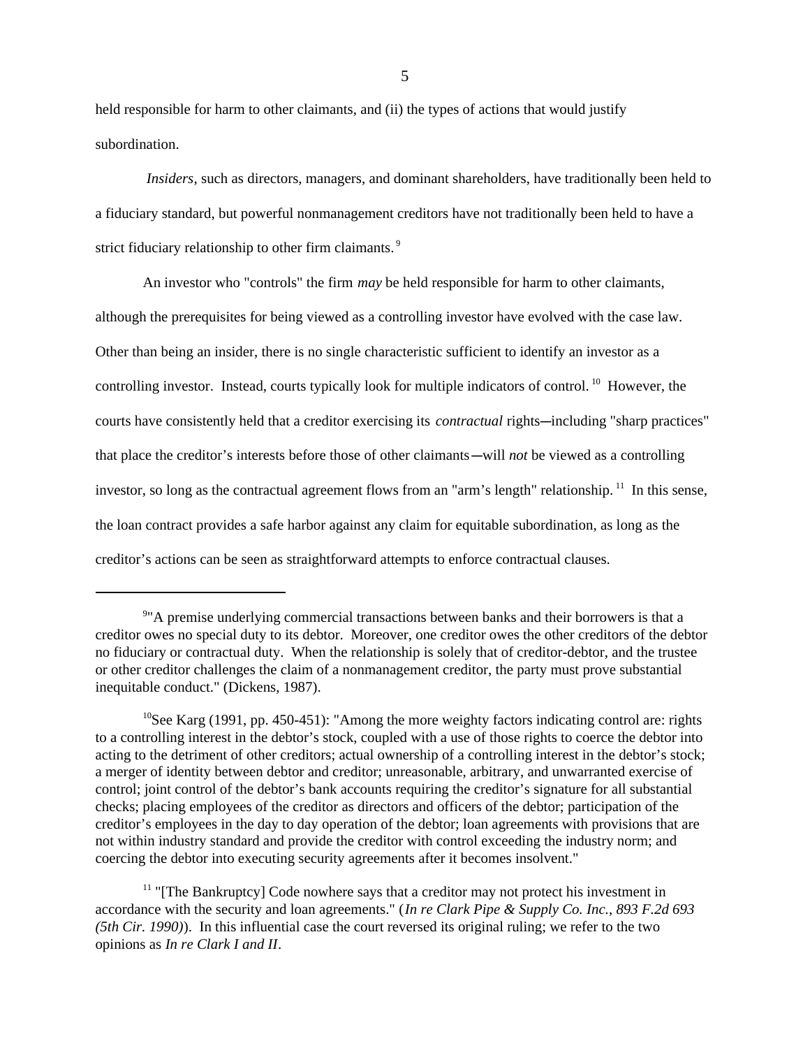held responsible for harm to other claimants, and (ii) the types of actions that would justify subordination.

*Insiders*, such as directors, managers, and dominant shareholders, have traditionally been held to a fiduciary standard, but powerful nonmanagement creditors have not traditionally been held to have a strict fiduciary relationship to other firm claimants.[9]

An investor who "controls" the firm *may* be held responsible for harm to other claimants, although the prerequisites for being viewed as a controlling investor have evolved with the case law. Other than being an insider, there is no single characteristic sufficient to identify an investor as a controlling investor. Instead, courts typically look for multiple indicators of control.[10] However, the courts have consistently held that a creditor exercising its *contractual* rights—including "sharp practices" that place the creditor's interests before those of other claimants—will *not* be viewed as a controlling investor, so long as the contractual agreement flows from an "arm's length" relationship.[11] In this sense, the loan contract provides a safe harbor against any claim for equitable subordination, as long as the creditor's actions can be seen as straightforward attempts to enforce contractual clauses.

---

[9]"A premise underlying commercial transactions between banks and their borrowers is that a creditor owes no special duty to its debtor. Moreover, one creditor owes the other creditors of the debtor no fiduciary or contractual duty. When the relationship is solely that of creditor-debtor, and the trustee or other creditor challenges the claim of a nonmanagement creditor, the party must prove substantial inequitable conduct." (Dickens, 1987).

[10]See Karg (1991, pp. 450-451): "Among the more weighty factors indicating control are: rights to a controlling interest in the debtor's stock, coupled with a use of those rights to coerce the debtor into acting to the detriment of other creditors; actual ownership of a controlling interest in the debtor's stock; a merger of identity between debtor and creditor; unreasonable, arbitrary, and unwarranted exercise of control; joint control of the debtor's bank accounts requiring the creditor's signature for all substantial checks; placing employees of the creditor as directors and officers of the debtor; participation of the creditor's employees in the day to day operation of the debtor; loan agreements with provisions that are not within industry standard and provide the creditor with control exceeding the industry norm; and coercing the debtor into executing security agreements after it becomes insolvent."

[11] "[The Bankruptcy] Code nowhere says that a creditor may not protect his investment in accordance with the security and loan agreements." (*In re Clark Pipe & Supply Co. Inc., 893 F.2d 693 (5th Cir. 1990)*). In this influential case the court reversed its original ruling; we refer to the two opinions as *In re Clark I and II*.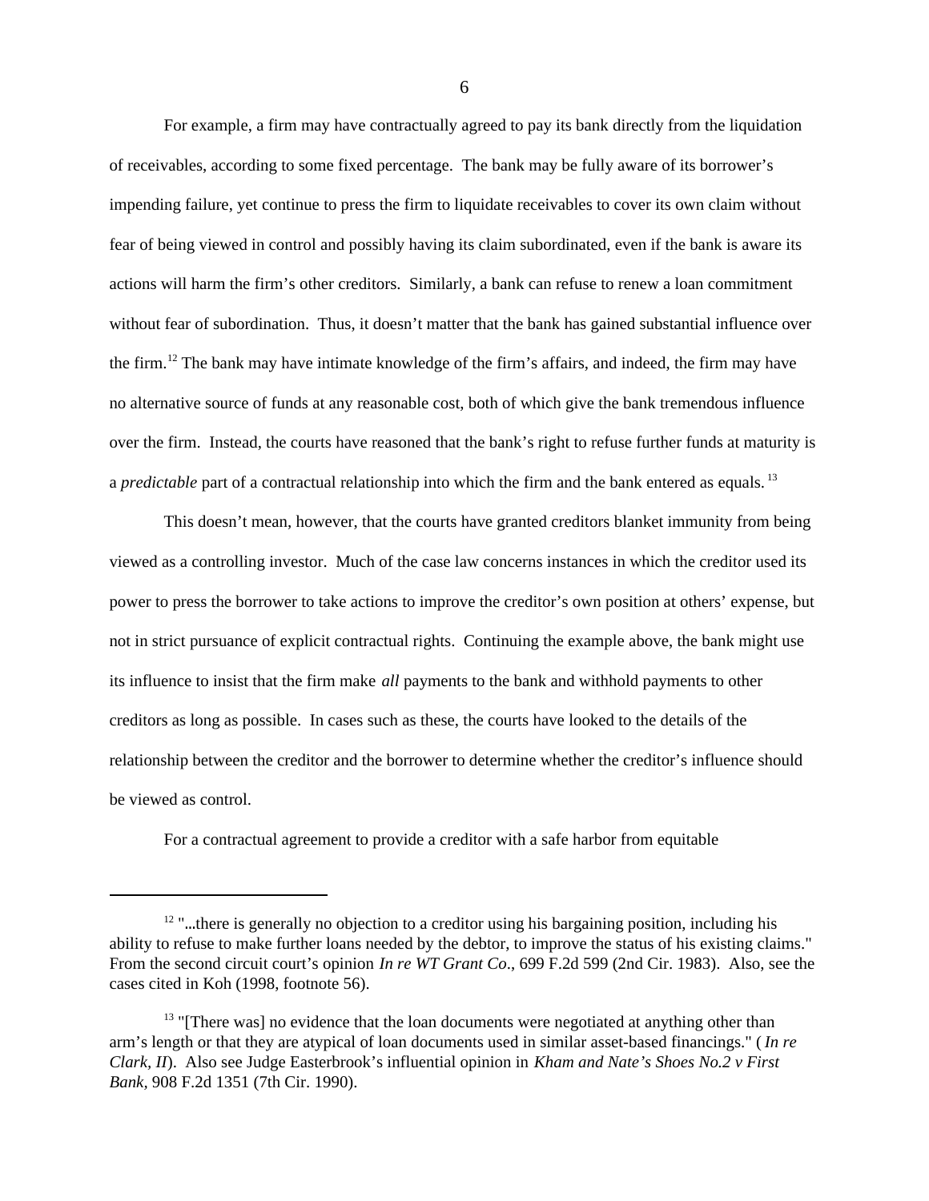For example, a firm may have contractually agreed to pay its bank directly from the liquidation of receivables, according to some fixed percentage. The bank may be fully aware of its borrower's impending failure, yet continue to press the firm to liquidate receivables to cover its own claim without fear of being viewed in control and possibly having its claim subordinated, even if the bank is aware its actions will harm the firm's other creditors. Similarly, a bank can refuse to renew a loan commitment without fear of subordination. Thus, it doesn't matter that the bank has gained substantial influence over the firm.[12] The bank may have intimate knowledge of the firm's affairs, and indeed, the firm may have no alternative source of funds at any reasonable cost, both of which give the bank tremendous influence over the firm. Instead, the courts have reasoned that the bank's right to refuse further funds at maturity is a *predictable* part of a contractual relationship into which the firm and the bank entered as equals.[13]

This doesn't mean, however, that the courts have granted creditors blanket immunity from being viewed as a controlling investor. Much of the case law concerns instances in which the creditor used its power to press the borrower to take actions to improve the creditor's own position at others' expense, but not in strict pursuance of explicit contractual rights. Continuing the example above, the bank might use its influence to insist that the firm make *all* payments to the bank and withhold payments to other creditors as long as possible. In cases such as these, the courts have looked to the details of the relationship between the creditor and the borrower to determine whether the creditor's influence should be viewed as control.

For a contractual agreement to provide a creditor with a safe harbor from equitable

---

[12] "...there is generally no objection to a creditor using his bargaining position, including his ability to refuse to make further loans needed by the debtor, to improve the status of his existing claims." From the second circuit court's opinion *In re WT Grant Co*., 699 F.2d 599 (2nd Cir. 1983). Also, see the cases cited in Koh (1998, footnote 56).

[13] "[There was] no evidence that the loan documents were negotiated at anything other than arm's length or that they are atypical of loan documents used in similar asset-based financings." ( *In re Clark, II*). Also see Judge Easterbrook's influential opinion in *Kham and Nate's Shoes No.2 v First Bank*, 908 F.2d 1351 (7th Cir. 1990).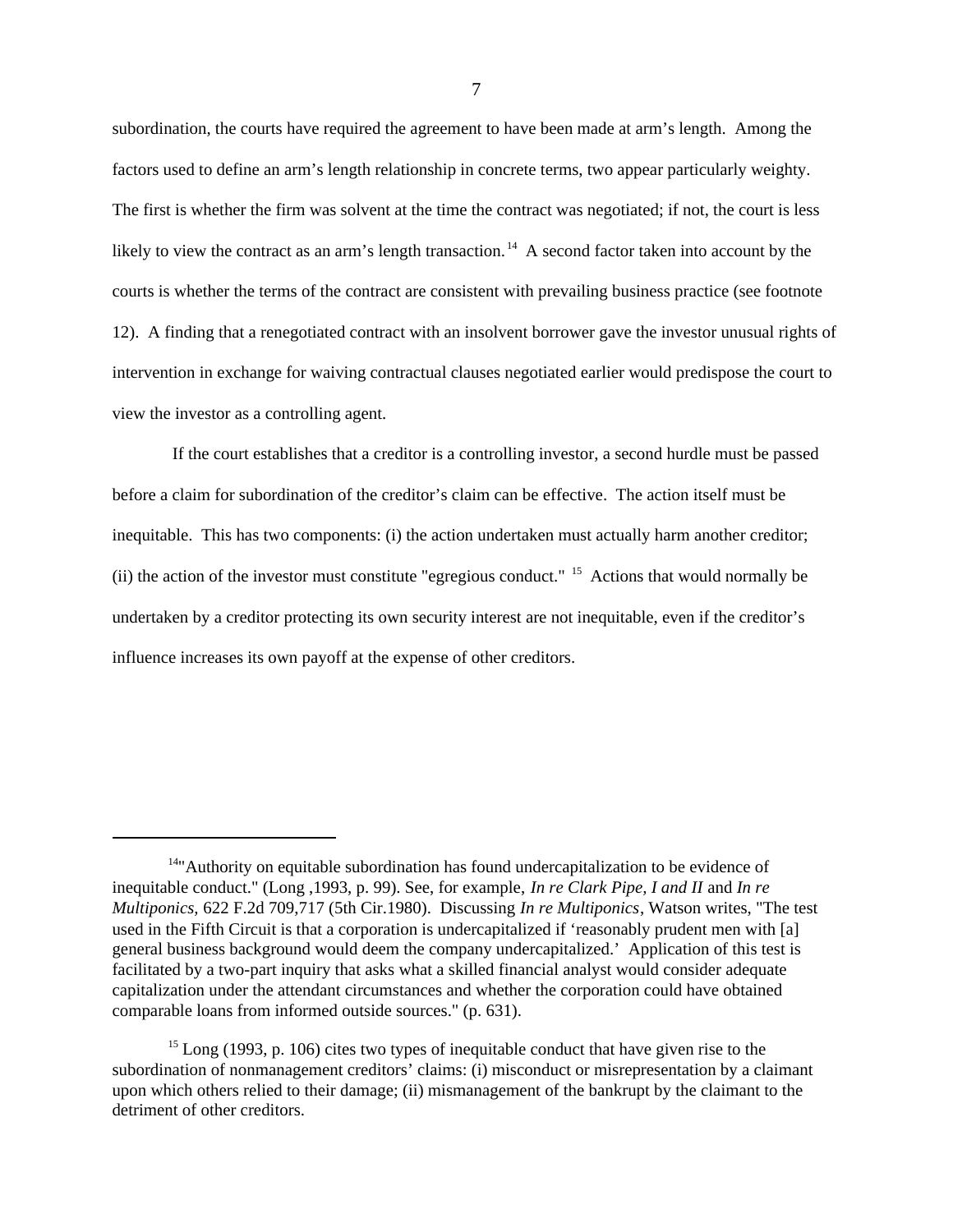subordination, the courts have required the agreement to have been made at arm's length. Among the factors used to define an arm's length relationship in concrete terms, two appear particularly weighty. The first is whether the firm was solvent at the time the contract was negotiated; if not, the court is less likely to view the contract as an arm's length transaction.[14] A second factor taken into account by the courts is whether the terms of the contract are consistent with prevailing business practice (see footnote 12). A finding that a renegotiated contract with an insolvent borrower gave the investor unusual rights of intervention in exchange for waiving contractual clauses negotiated earlier would predispose the court to view the investor as a controlling agent.

If the court establishes that a creditor is a controlling investor, a second hurdle must be passed before a claim for subordination of the creditor's claim can be effective. The action itself must be inequitable. This has two components: (i) the action undertaken must actually harm another creditor; (ii) the action of the investor must constitute "egregious conduct." [15] Actions that would normally be undertaken by a creditor protecting its own security interest are not inequitable, even if the creditor's influence increases its own payoff at the expense of other creditors.

---

[14] "Authority on equitable subordination has found undercapitalization to be evidence of inequitable conduct." (Long ,1993, p. 99). See, for example, *In re Clark Pipe, I and II* and *In re Multiponics,* 622 F.2d 709,717 (5th Cir.1980). Discussing *In re Multiponics*, Watson writes, "The test used in the Fifth Circuit is that a corporation is undercapitalized if 'reasonably prudent men with [a] general business background would deem the company undercapitalized.' Application of this test is facilitated by a two-part inquiry that asks what a skilled financial analyst would consider adequate capitalization under the attendant circumstances and whether the corporation could have obtained comparable loans from informed outside sources." (p. 631).

[15] Long (1993, p. 106) cites two types of inequitable conduct that have given rise to the subordination of nonmanagement creditors' claims: (i) misconduct or misrepresentation by a claimant upon which others relied to their damage; (ii) mismanagement of the bankrupt by the claimant to the detriment of other creditors.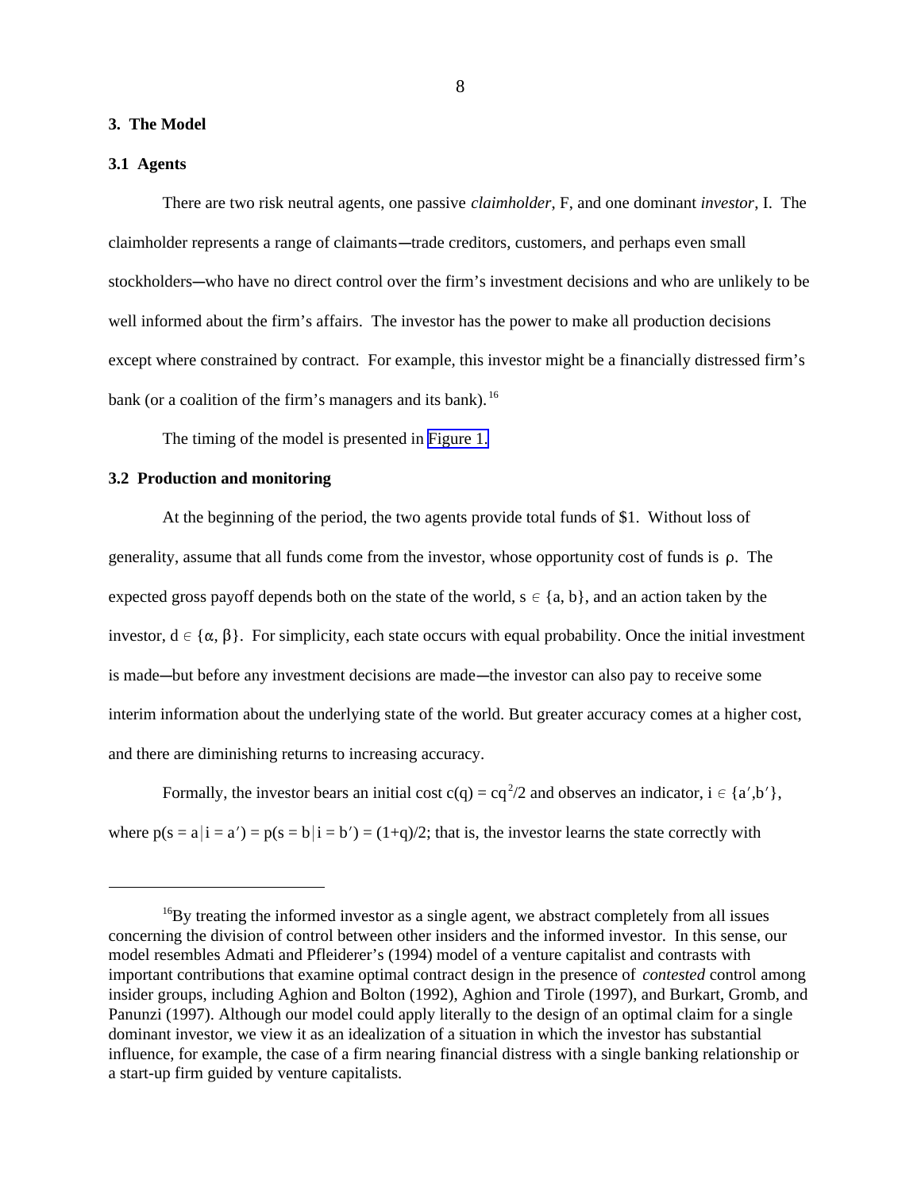## 3. The Model

### 3.1 Agents

There are two risk neutral agents, one passive *claimholder*, F, and one dominant *investor*, I. The claimholder represents a range of claimants—trade creditors, customers, and perhaps even small stockholders—who have no direct control over the firm's investment decisions and who are unlikely to be well informed about the firm's affairs. The investor has the power to make all production decisions except where constrained by contract. For example, this investor might be a financially distressed firm's bank (or a coalition of the firm's managers and its bank).[16]

The timing of the model is presented in Figure 1.

### 3.2 Production and monitoring

At the beginning of the period, the two agents provide total funds of \$1. Without loss of generality, assume that all funds come from the investor, whose opportunity cost of funds is $\rho$. The expected gross payoff depends both on the state of the world, $s \in \{a, b\}$, and an action taken by the investor, $d \in \{\alpha, \beta\}$. For simplicity, each state occurs with equal probability. Once the initial investment is made—but before any investment decisions are made—the investor can also pay to receive some interim information about the underlying state of the world. But greater accuracy comes at a higher cost, and there are diminishing returns to increasing accuracy.

Formally, the investor bears an initial cost $c(q) = cq^2/2$ and observes an indicator, $i \in \{a', b'\}$, where $p(s = a \mid i = a') = p(s = b \mid i = b') = (1+q)/2$; that is, the investor learns the state correctly with

---

[16]By treating the informed investor as a single agent, we abstract completely from all issues concerning the division of control between other insiders and the informed investor. In this sense, our model resembles Admati and Pfleiderer's (1994) model of a venture capitalist and contrasts with important contributions that examine optimal contract design in the presence of *contested* control among insider groups, including Aghion and Bolton (1992), Aghion and Tirole (1997), and Burkart, Gromb, and Panunzi (1997). Although our model could apply literally to the design of an optimal claim for a single dominant investor, we view it as an idealization of a situation in which the investor has substantial influence, for example, the case of a firm nearing financial distress with a single banking relationship or a start-up firm guided by venture capitalists.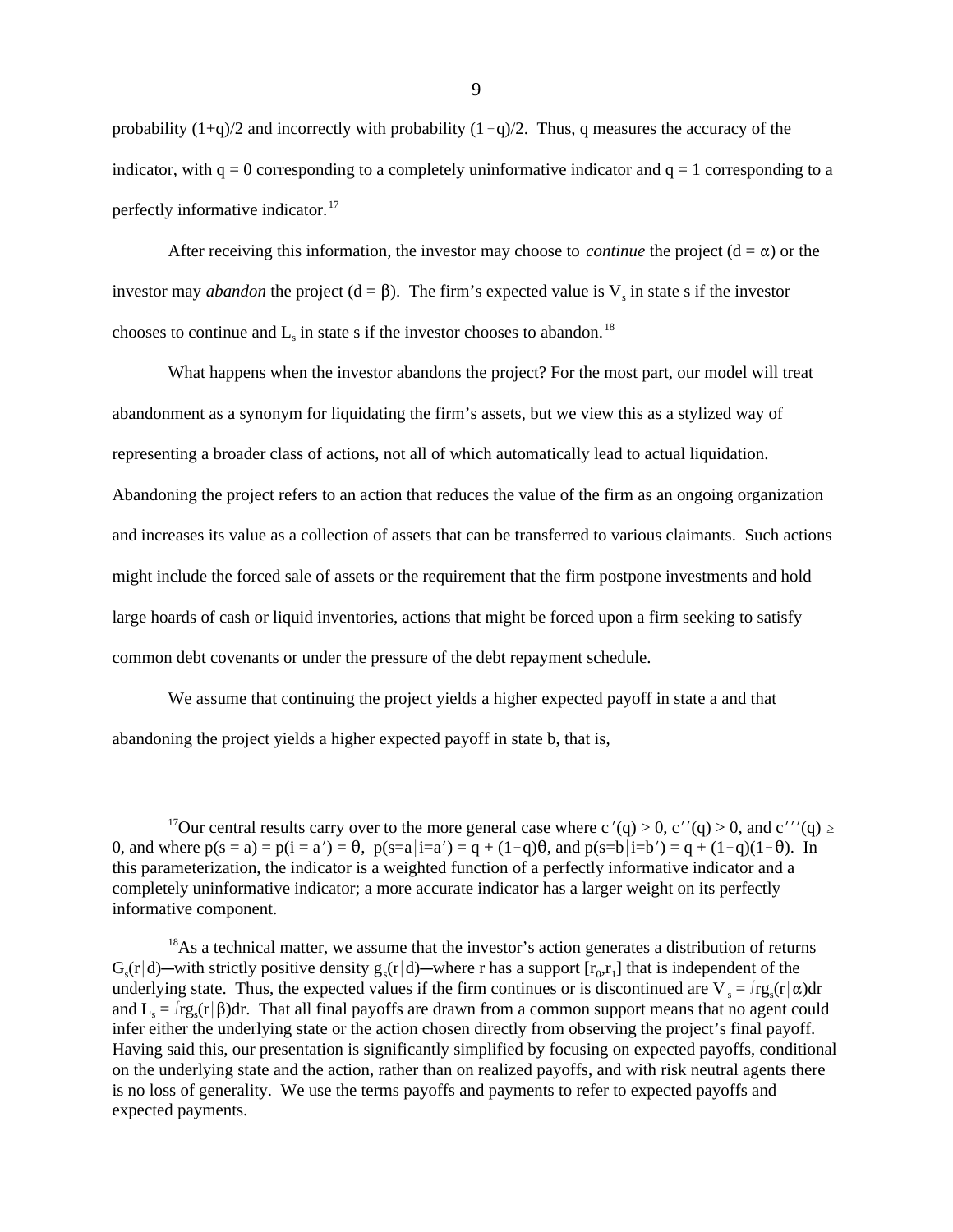probability $(1+q)/2$ and incorrectly with probability $(1-q)/2$. Thus, q measures the accuracy of the indicator, with $q = 0$ corresponding to a completely uninformative indicator and $q = 1$ corresponding to a perfectly informative indicator.[17]

After receiving this information, the investor may choose to *continue* the project ($d = \alpha$) or the investor may *abandon* the project ($d = \beta$). The firm's expected value is $V_s$ in state s if the investor chooses to continue and $L_s$ in state s if the investor chooses to abandon.[18]

What happens when the investor abandons the project? For the most part, our model will treat abandonment as a synonym for liquidating the firm's assets, but we view this as a stylized way of representing a broader class of actions, not all of which automatically lead to actual liquidation. Abandoning the project refers to an action that reduces the value of the firm as an ongoing organization and increases its value as a collection of assets that can be transferred to various claimants. Such actions might include the forced sale of assets or the requirement that the firm postpone investments and hold large hoards of cash or liquid inventories, actions that might be forced upon a firm seeking to satisfy common debt covenants or under the pressure of the debt repayment schedule.

We assume that continuing the project yields a higher expected payoff in state a and that abandoning the project yields a higher expected payoff in state b, that is,

---

[17] Our central results carry over to the more general case where $c'(q) > 0$, $c''(q) > 0$, and $c'''(q) \geq 0$, and where $p(s = a) = p(i = a') = \theta$, $p(s{=}a|i{=}a') = q + (1-q)\theta$, and $p(s{=}b|i{=}b') = q + (1-q)(1-\theta)$. In this parameterization, the indicator is a weighted function of a perfectly informative indicator and a completely uninformative indicator; a more accurate indicator has a larger weight on its perfectly informative component.

[18] As a technical matter, we assume that the investor's action generates a distribution of returns $G_s(r|d)$—with strictly positive density $g_s(r|d)$—where r has a support $[r_0,r_1]$ that is independent of the underlying state. Thus, the expected values if the firm continues or is discontinued are $V_s = \int rg_s(r|\alpha)dr$ and $L_s = \int rg_s(r|\beta)dr$. That all final payoffs are drawn from a common support means that no agent could infer either the underlying state or the action chosen directly from observing the project's final payoff. Having said this, our presentation is significantly simplified by focusing on expected payoffs, conditional on the underlying state and the action, rather than on realized payoffs, and with risk neutral agents there is no loss of generality. We use the terms payoffs and payments to refer to expected payoffs and expected payments.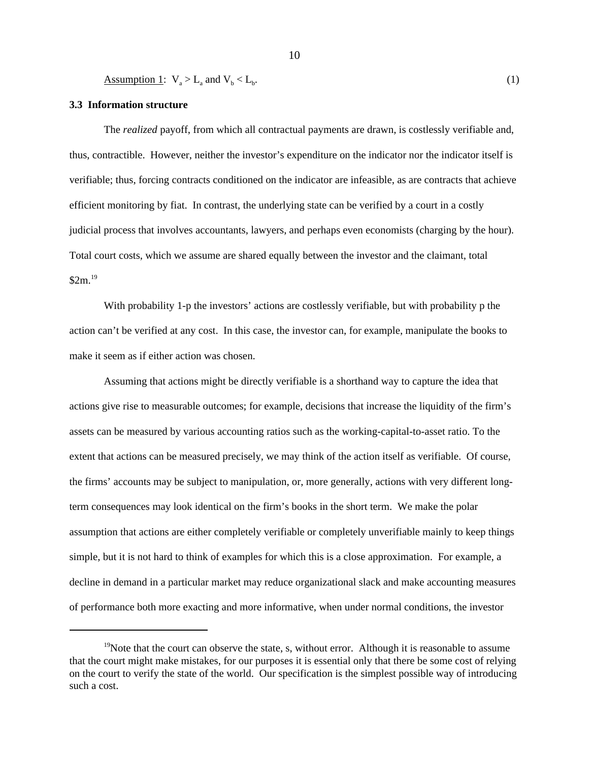Assumption 1: $V_a > L_a$ and $V_b < L_b$. (1)

### 3.3 Information structure

The *realized* payoff, from which all contractual payments are drawn, is costlessly verifiable and, thus, contractible. However, neither the investor's expenditure on the indicator nor the indicator itself is verifiable; thus, forcing contracts conditioned on the indicator are infeasible, as are contracts that achieve efficient monitoring by fiat. In contrast, the underlying state can be verified by a court in a costly judicial process that involves accountants, lawyers, and perhaps even economists (charging by the hour). Total court costs, which we assume are shared equally between the investor and the claimant, total \$2m.[19]

With probability 1-p the investors' actions are costlessly verifiable, but with probability p the action can't be verified at any cost. In this case, the investor can, for example, manipulate the books to make it seem as if either action was chosen.

Assuming that actions might be directly verifiable is a shorthand way to capture the idea that actions give rise to measurable outcomes; for example, decisions that increase the liquidity of the firm's assets can be measured by various accounting ratios such as the working-capital-to-asset ratio. To the extent that actions can be measured precisely, we may think of the action itself as verifiable. Of course, the firms' accounts may be subject to manipulation, or, more generally, actions with very different long-term consequences may look identical on the firm's books in the short term. We make the polar assumption that actions are either completely verifiable or completely unverifiable mainly to keep things simple, but it is not hard to think of examples for which this is a close approximation. For example, a decline in demand in a particular market may reduce organizational slack and make accounting measures of performance both more exacting and more informative, when under normal conditions, the investor

---

[19]Note that the court can observe the state, s, without error. Although it is reasonable to assume that the court might make mistakes, for our purposes it is essential only that there be some cost of relying on the court to verify the state of the world. Our specification is the simplest possible way of introducing such a cost.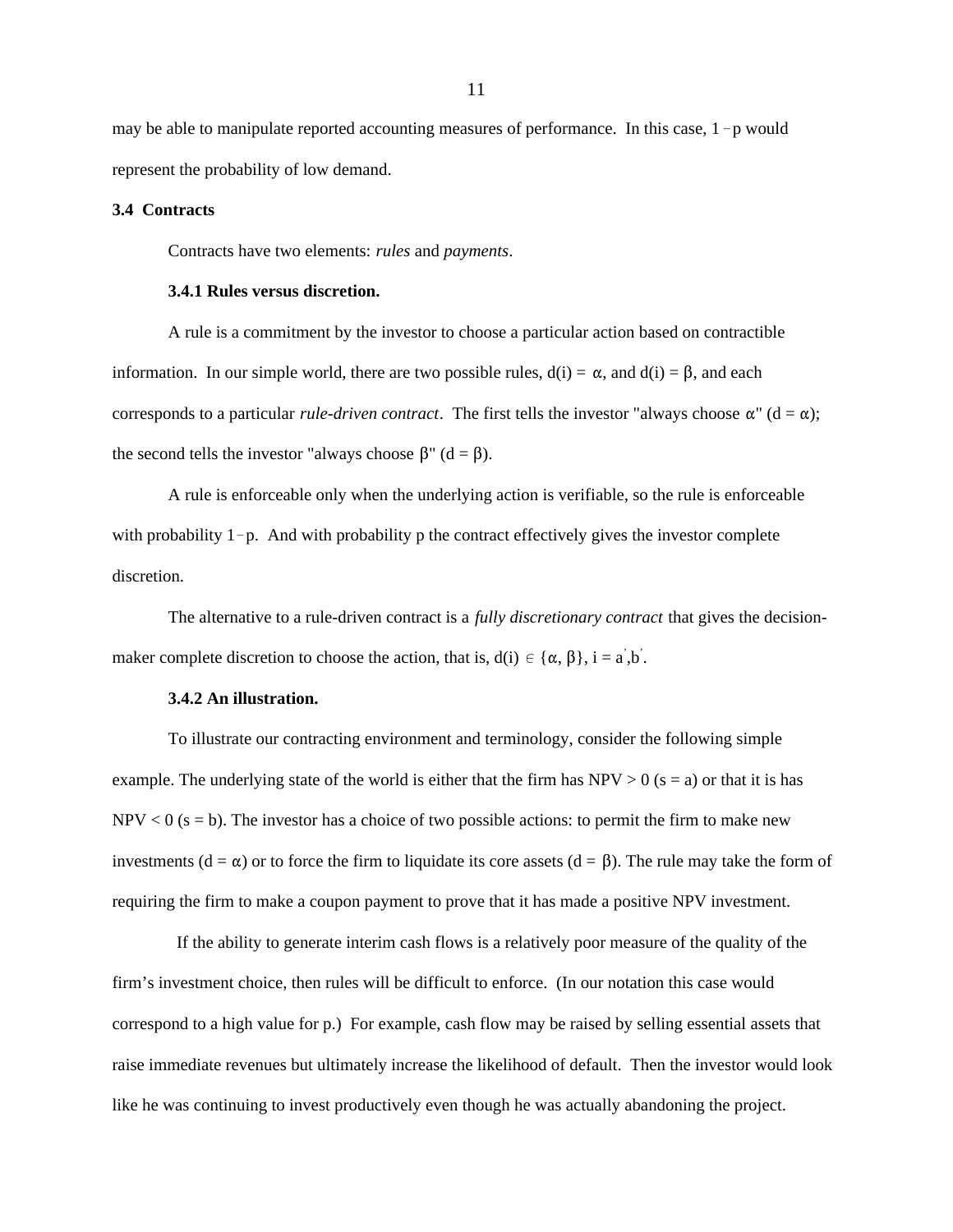may be able to manipulate reported accounting measures of performance. In this case, $1 - p$ would represent the probability of low demand.

### 3.4 Contracts

Contracts have two elements: *rules* and *payments*.

#### 3.4.1 Rules versus discretion.

A rule is a commitment by the investor to choose a particular action based on contractible information. In our simple world, there are two possible rules, $d(i) = \alpha$, and $d(i) = \beta$, and each corresponds to a particular *rule-driven contract*. The first tells the investor "always choose $\alpha$" ($d = \alpha$); the second tells the investor "always choose $\beta$" ($d = \beta$).

A rule is enforceable only when the underlying action is verifiable, so the rule is enforceable with probability $1-p$. And with probability p the contract effectively gives the investor complete discretion.

The alternative to a rule-driven contract is a *fully discretionary contract* that gives the decision-maker complete discretion to choose the action, that is, $d(i) \in \{\alpha, \beta\}$, $i = a', b'$.

#### 3.4.2 An illustration.

To illustrate our contracting environment and terminology, consider the following simple example. The underlying state of the world is either that the firm has NPV > 0 ($s = a$) or that it is has NPV < 0 ($s = b$). The investor has a choice of two possible actions: to permit the firm to make new investments ($d = \alpha$) or to force the firm to liquidate its core assets ($d = \beta$). The rule may take the form of requiring the firm to make a coupon payment to prove that it has made a positive NPV investment.

If the ability to generate interim cash flows is a relatively poor measure of the quality of the firm's investment choice, then rules will be difficult to enforce. (In our notation this case would correspond to a high value for p.) For example, cash flow may be raised by selling essential assets that raise immediate revenues but ultimately increase the likelihood of default. Then the investor would look like he was continuing to invest productively even though he was actually abandoning the project.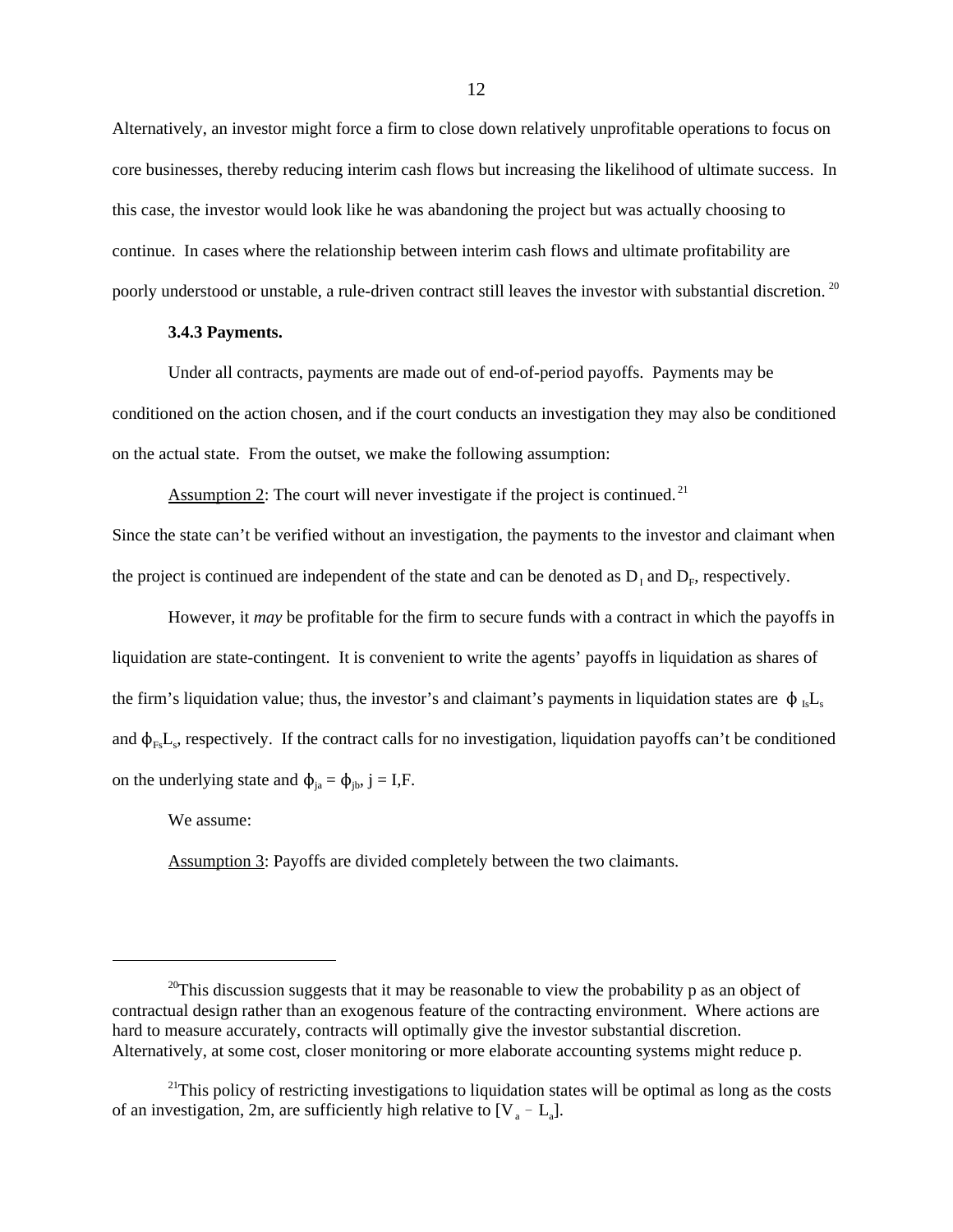Alternatively, an investor might force a firm to close down relatively unprofitable operations to focus on core businesses, thereby reducing interim cash flows but increasing the likelihood of ultimate success. In this case, the investor would look like he was abandoning the project but was actually choosing to continue. In cases where the relationship between interim cash flows and ultimate profitability are poorly understood or unstable, a rule-driven contract still leaves the investor with substantial discretion.[20]

#### 3.4.3 Payments.

Under all contracts, payments are made out of end-of-period payoffs. Payments may be conditioned on the action chosen, and if the court conducts an investigation they may also be conditioned on the actual state. From the outset, we make the following assumption:

Assumption 2: The court will never investigate if the project is continued.[21]

Since the state can't be verified without an investigation, the payments to the investor and claimant when the project is continued are independent of the state and can be denoted as $D_I$ and $D_F$, respectively.

However, it *may* be profitable for the firm to secure funds with a contract in which the payoffs in liquidation are state-contingent. It is convenient to write the agents' payoffs in liquidation as shares of the firm's liquidation value; thus, the investor's and claimant's payments in liquidation states are $\phi_{Is}L_s$ and $\phi_{Fs}L_s$, respectively. If the contract calls for no investigation, liquidation payoffs can't be conditioned on the underlying state and $\phi_{ja} = \phi_{jb}$, j = I,F.

We assume:

Assumption 3: Payoffs are divided completely between the two claimants.

---

[20]This discussion suggests that it may be reasonable to view the probability p as an object of contractual design rather than an exogenous feature of the contracting environment. Where actions are hard to measure accurately, contracts will optimally give the investor substantial discretion. Alternatively, at some cost, closer monitoring or more elaborate accounting systems might reduce p.

[21]This policy of restricting investigations to liquidation states will be optimal as long as the costs of an investigation, 2m, are sufficiently high relative to $[V_a - L_a]$.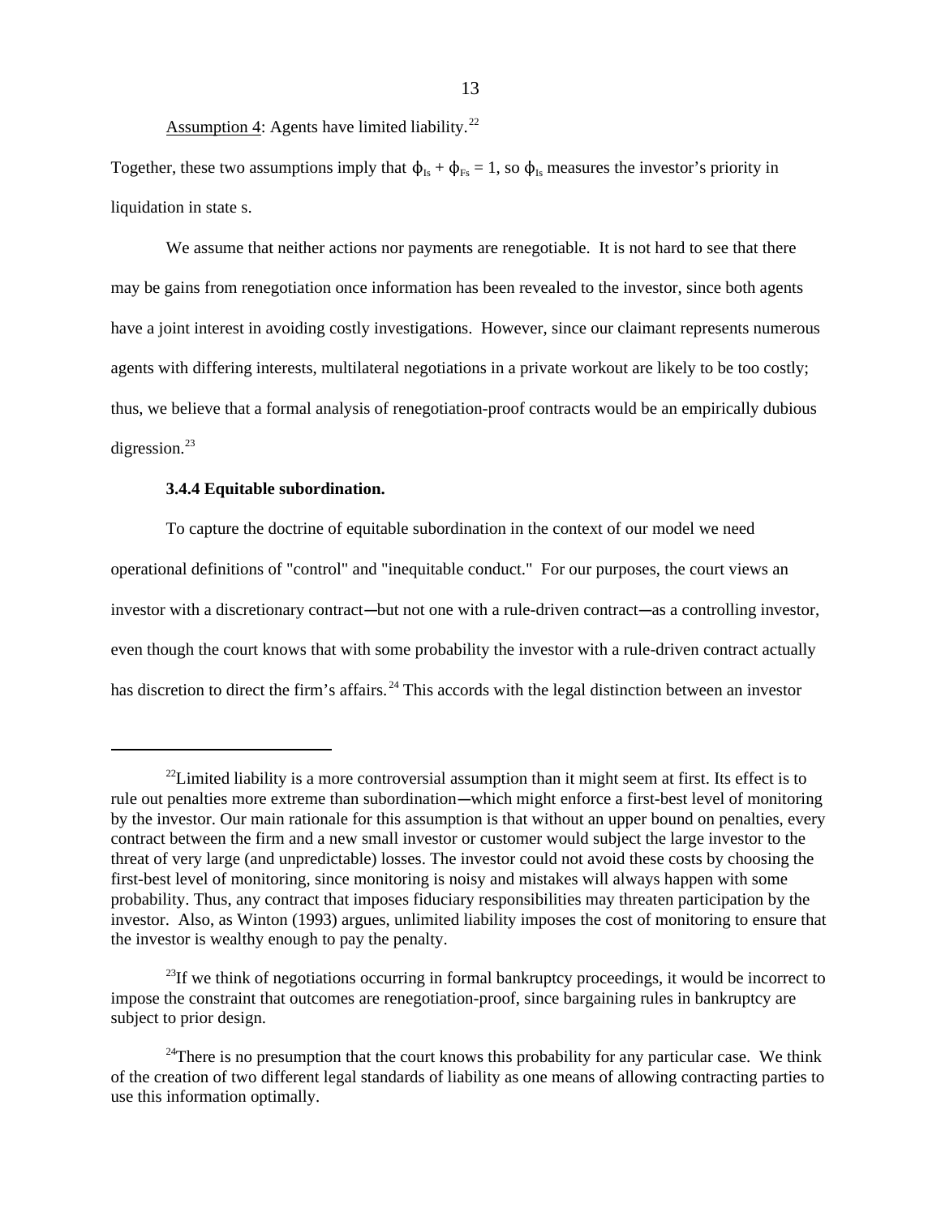Assumption 4: Agents have limited liability.[22]

Together, these two assumptions imply that $\phi_{Is} + \phi_{Fs} = 1$, so $\phi_{Is}$ measures the investor's priority in liquidation in state s.

We assume that neither actions nor payments are renegotiable. It is not hard to see that there may be gains from renegotiation once information has been revealed to the investor, since both agents have a joint interest in avoiding costly investigations. However, since our claimant represents numerous agents with differing interests, multilateral negotiations in a private workout are likely to be too costly; thus, we believe that a formal analysis of renegotiation-proof contracts would be an empirically dubious digression.[23]

#### 3.4.4 Equitable subordination.

To capture the doctrine of equitable subordination in the context of our model we need operational definitions of "control" and "inequitable conduct." For our purposes, the court views an investor with a discretionary contract—but not one with a rule-driven contract—as a controlling investor, even though the court knows that with some probability the investor with a rule-driven contract actually has discretion to direct the firm's affairs.[24] This accords with the legal distinction between an investor

---

[22] Limited liability is a more controversial assumption than it might seem at first. Its effect is to rule out penalties more extreme than subordination—which might enforce a first-best level of monitoring by the investor. Our main rationale for this assumption is that without an upper bound on penalties, every contract between the firm and a new small investor or customer would subject the large investor to the threat of very large (and unpredictable) losses. The investor could not avoid these costs by choosing the first-best level of monitoring, since monitoring is noisy and mistakes will always happen with some probability. Thus, any contract that imposes fiduciary responsibilities may threaten participation by the investor. Also, as Winton (1993) argues, unlimited liability imposes the cost of monitoring to ensure that the investor is wealthy enough to pay the penalty.

[23] If we think of negotiations occurring in formal bankruptcy proceedings, it would be incorrect to impose the constraint that outcomes are renegotiation-proof, since bargaining rules in bankruptcy are subject to prior design.

[24] There is no presumption that the court knows this probability for any particular case. We think of the creation of two different legal standards of liability as one means of allowing contracting parties to use this information optimally.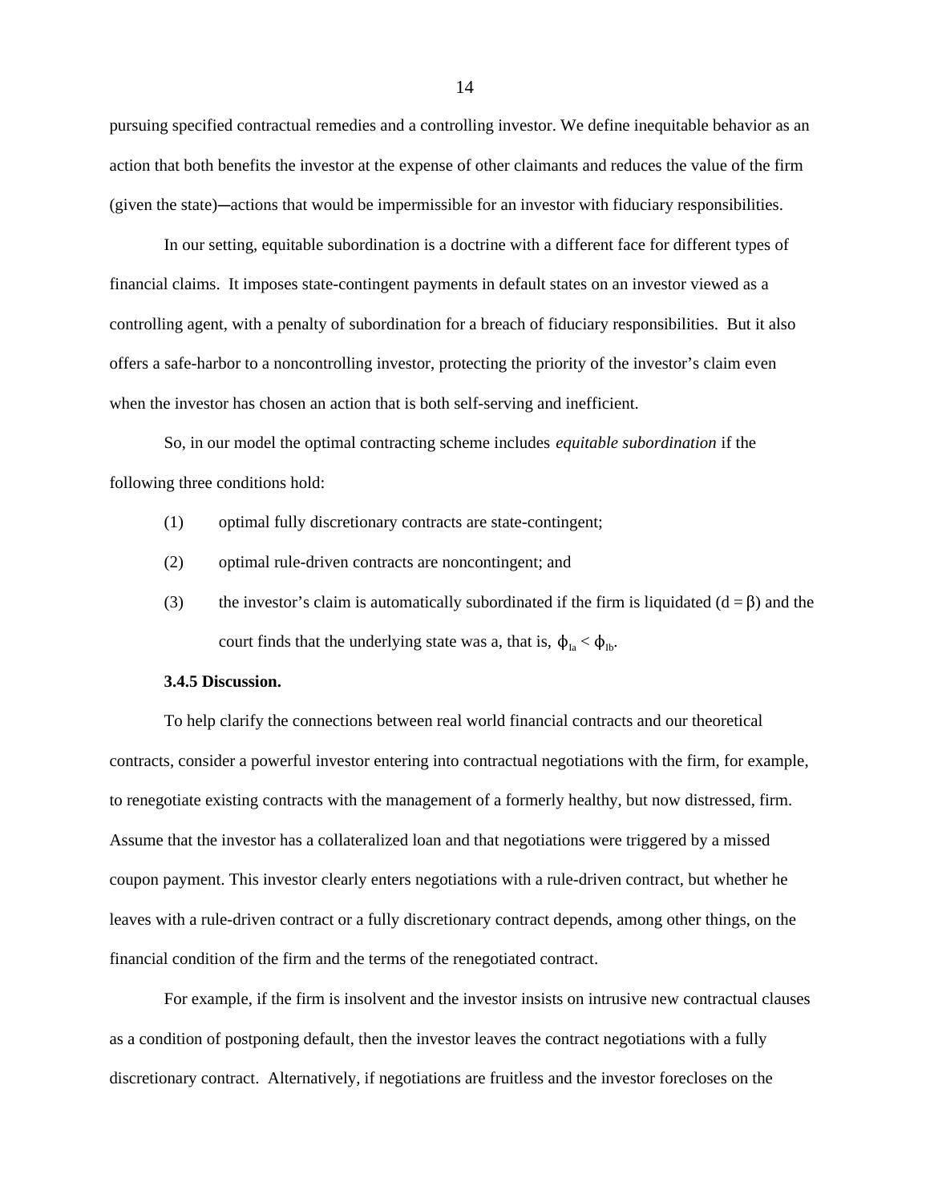pursuing specified contractual remedies and a controlling investor. We define inequitable behavior as an action that both benefits the investor at the expense of other claimants and reduces the value of the firm (given the state)─actions that would be impermissible for an investor with fiduciary responsibilities.

In our setting, equitable subordination is a doctrine with a different face for different types of financial claims. It imposes state-contingent payments in default states on an investor viewed as a controlling agent, with a penalty of subordination for a breach of fiduciary responsibilities. But it also offers a safe-harbor to a noncontrolling investor, protecting the priority of the investor's claim even when the investor has chosen an action that is both self-serving and inefficient.

So, in our model the optimal contracting scheme includes *equitable subordination* if the following three conditions hold:

(1) optimal fully discretionary contracts are state-contingent;

(2) optimal rule-driven contracts are noncontingent; and

(3) the investor's claim is automatically subordinated if the firm is liquidated ($d = \beta$) and the court finds that the underlying state was a, that is, $\phi_{Ia} < \phi_{Ib}$.

**3.4.5 Discussion.**

To help clarify the connections between real world financial contracts and our theoretical contracts, consider a powerful investor entering into contractual negotiations with the firm, for example, to renegotiate existing contracts with the management of a formerly healthy, but now distressed, firm. Assume that the investor has a collateralized loan and that negotiations were triggered by a missed coupon payment. This investor clearly enters negotiations with a rule-driven contract, but whether he leaves with a rule-driven contract or a fully discretionary contract depends, among other things, on the financial condition of the firm and the terms of the renegotiated contract.

For example, if the firm is insolvent and the investor insists on intrusive new contractual clauses as a condition of postponing default, then the investor leaves the contract negotiations with a fully discretionary contract. Alternatively, if negotiations are fruitless and the investor forecloses on the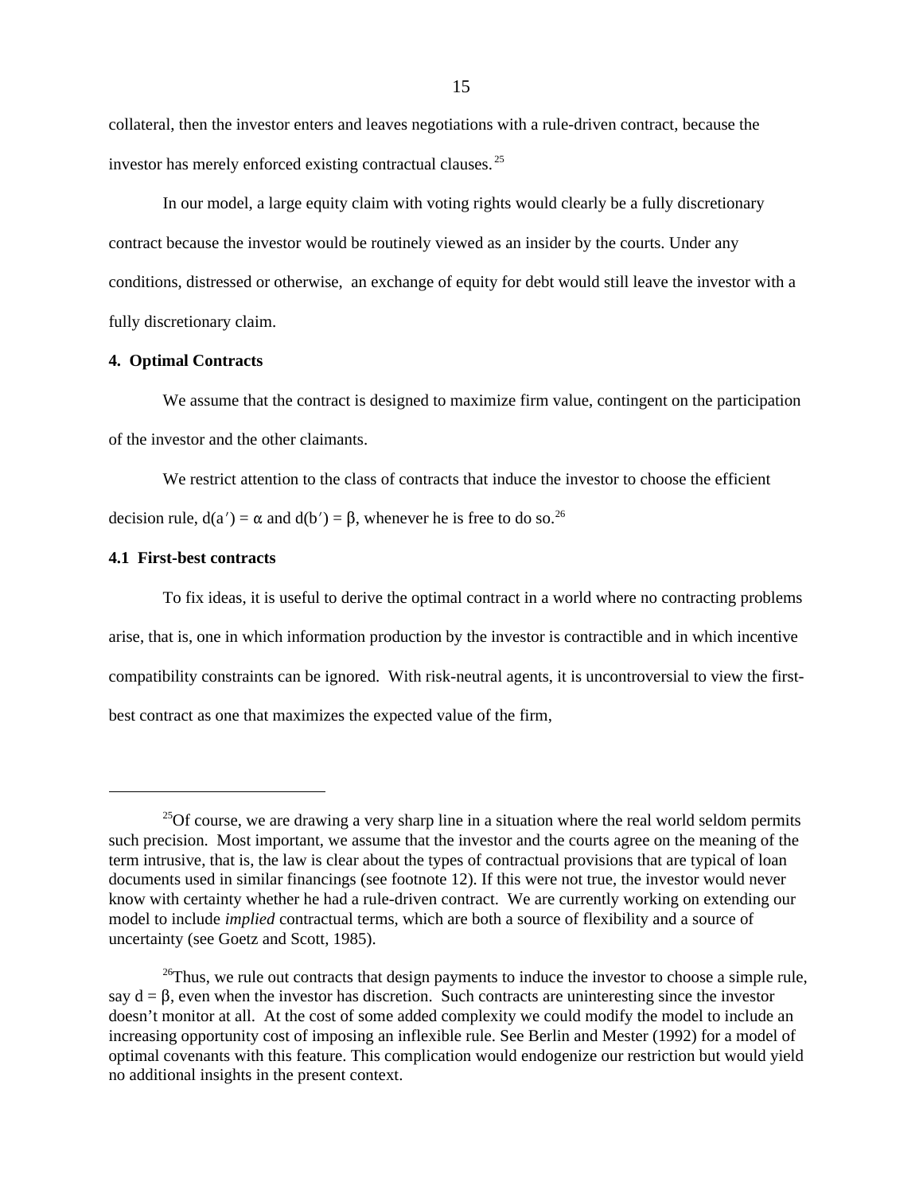collateral, then the investor enters and leaves negotiations with a rule-driven contract, because the investor has merely enforced existing contractual clauses.[25]

In our model, a large equity claim with voting rights would clearly be a fully discretionary contract because the investor would be routinely viewed as an insider by the courts. Under any conditions, distressed or otherwise, an exchange of equity for debt would still leave the investor with a fully discretionary claim.

## 4. Optimal Contracts

We assume that the contract is designed to maximize firm value, contingent on the participation of the investor and the other claimants.

We restrict attention to the class of contracts that induce the investor to choose the efficient decision rule, $d(a') = \alpha$ and $d(b') = \beta$, whenever he is free to do so.[26]

### 4.1 First-best contracts

To fix ideas, it is useful to derive the optimal contract in a world where no contracting problems arise, that is, one in which information production by the investor is contractible and in which incentive compatibility constraints can be ignored. With risk-neutral agents, it is uncontroversial to view the first-best contract as one that maximizes the expected value of the firm,

---

[25] Of course, we are drawing a very sharp line in a situation where the real world seldom permits such precision. Most important, we assume that the investor and the courts agree on the meaning of the term intrusive, that is, the law is clear about the types of contractual provisions that are typical of loan documents used in similar financings (see footnote 12). If this were not true, the investor would never know with certainty whether he had a rule-driven contract. We are currently working on extending our model to include *implied* contractual terms, which are both a source of flexibility and a source of uncertainty (see Goetz and Scott, 1985).

[26] Thus, we rule out contracts that design payments to induce the investor to choose a simple rule, say $d = \beta$, even when the investor has discretion. Such contracts are uninteresting since the investor doesn't monitor at all. At the cost of some added complexity we could modify the model to include an increasing opportunity cost of imposing an inflexible rule. See Berlin and Mester (1992) for a model of optimal covenants with this feature. This complication would endogenize our restriction but would yield no additional insights in the present context.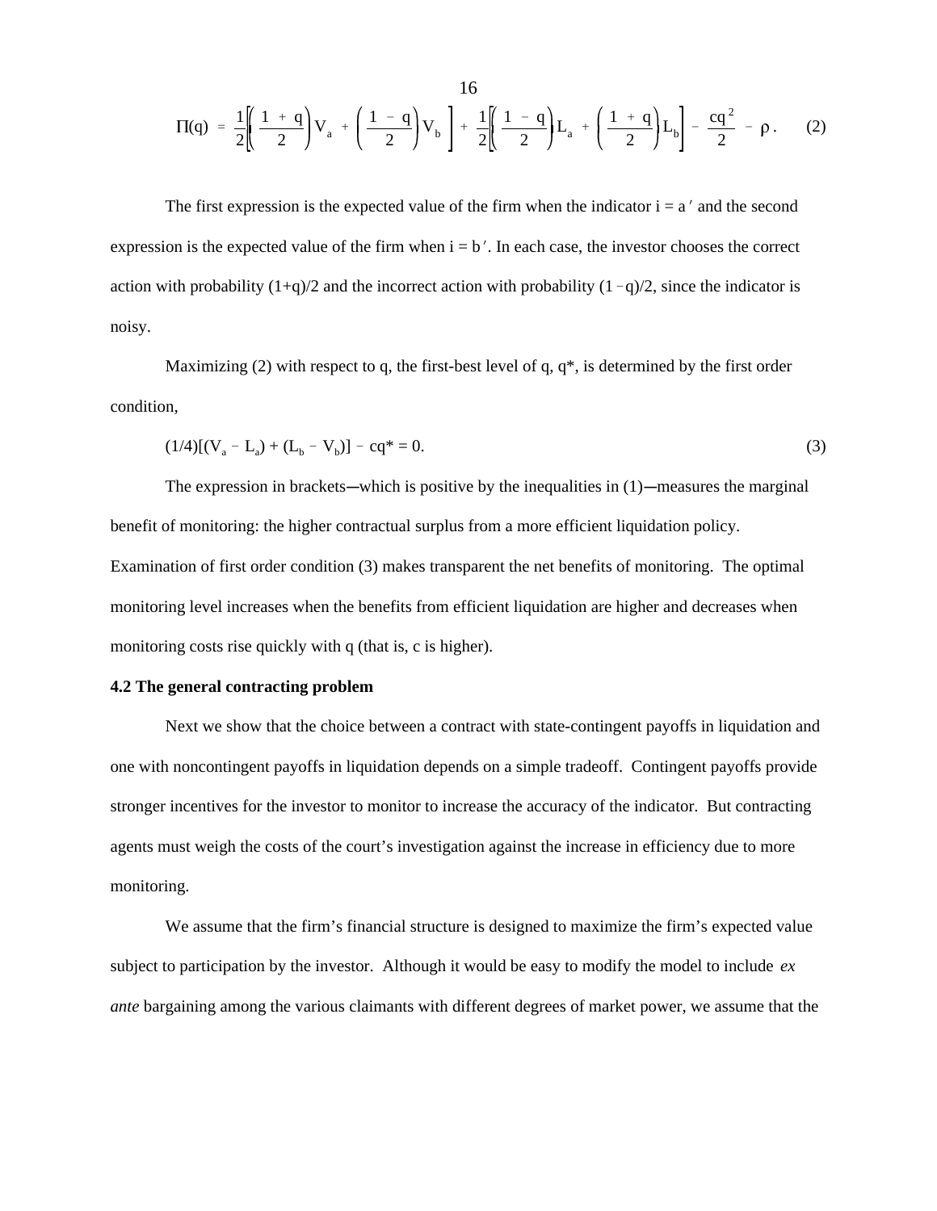$$\Pi(q) = \frac{1}{2}\left[\left(\frac{1+q}{2}\right)V_a + \left(\frac{1-q}{2}\right)V_b\right] + \frac{1}{2}\left[\left(\frac{1-q}{2}\right)L_a + \left(\frac{1+q}{2}\right)L_b\right] - \frac{cq^2}{2} - \rho\,. \qquad (2)$$

The first expression is the expected value of the firm when the indicator $i = a'$ and the second expression is the expected value of the firm when $i = b'$. In each case, the investor chooses the correct action with probability $(1+q)/2$ and the incorrect action with probability $(1-q)/2$, since the indicator is noisy.

Maximizing (2) with respect to q, the first-best level of q, q*, is determined by the first order condition,

$$(1/4)[(V_a - L_a) + (L_b - V_b)] - cq^* = 0. \qquad (3)$$

The expression in brackets—which is positive by the inequalities in (1)—measures the marginal benefit of monitoring: the higher contractual surplus from a more efficient liquidation policy. Examination of first order condition (3) makes transparent the net benefits of monitoring. The optimal monitoring level increases when the benefits from efficient liquidation are higher and decreases when monitoring costs rise quickly with q (that is, c is higher).

**4.2 The general contracting problem**

Next we show that the choice between a contract with state-contingent payoffs in liquidation and one with noncontingent payoffs in liquidation depends on a simple tradeoff. Contingent payoffs provide stronger incentives for the investor to monitor to increase the accuracy of the indicator. But contracting agents must weigh the costs of the court's investigation against the increase in efficiency due to more monitoring.

We assume that the firm's financial structure is designed to maximize the firm's expected value subject to participation by the investor. Although it would be easy to modify the model to include *ex ante* bargaining among the various claimants with different degrees of market power, we assume that the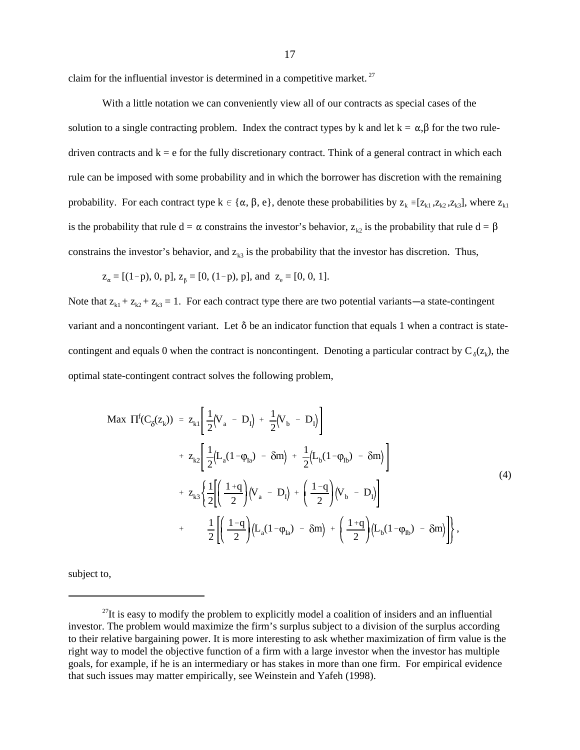claim for the influential investor is determined in a competitive market.[27]

With a little notation we can conveniently view all of our contracts as special cases of the solution to a single contracting problem. Index the contract types by k and let $k = \alpha, \beta$ for the two rule-driven contracts and $k = e$ for the fully discretionary contract. Think of a general contract in which each rule can be imposed with some probability and in which the borrower has discretion with the remaining probability. For each contract type $k \in \{\alpha, \beta, e\}$, denote these probabilities by $z_k \equiv [z_{k1}, z_{k2}, z_{k3}]$, where $z_{k1}$ is the probability that rule $d = \alpha$ constrains the investor's behavior, $z_{k2}$ is the probability that rule $d = \beta$ constrains the investor's behavior, and $z_{k3}$ is the probability that the investor has discretion. Thus,

$z_\alpha = [(1-p), 0, p]$, $z_\beta = [0, (1-p), p]$, and $z_e = [0, 0, 1]$.

Note that $z_{k1} + z_{k2} + z_{k3} = 1$. For each contract type there are two potential variants—a state-contingent variant and a noncontingent variant. Let $\delta$ be an indicator function that equals 1 when a contract is state-contingent and equals 0 when the contract is noncontingent. Denoting a particular contract by $C_\delta(z_k)$, the optimal state-contingent contract solves the following problem,

$$
\begin{aligned}
\text{Max } \Pi^f(C_\delta(z_k)) = \; & z_{k1}\left[\frac{1}{2}\left(V_a - D_I\right) + \frac{1}{2}\left(V_b - D_I\right)\right] \\
& + z_{k2}\left[\frac{1}{2}\left(L_a(1-\varphi_{Ia}) - \delta m\right) + \frac{1}{2}\left(L_b(1-\varphi_{Ib}) - \delta m\right)\right] \\
& + z_{k3}\left\{\frac{1}{2}\left[\left(\frac{1+q}{2}\right)\left(V_a - D_I\right) + \left(\frac{1-q}{2}\right)\left(V_b - D_I\right)\right]\right. \\
& + \left.\frac{1}{2}\left[\left(\frac{1-q}{2}\right)\left(L_a(1-\varphi_{Ia}) - \delta m\right) + \left(\frac{1+q}{2}\right)\left(L_b(1-\varphi_{Ib}) - \delta m\right)\right]\right\},
\end{aligned}
\tag{4}
$$

subject to,

---

[27] It is easy to modify the problem to explicitly model a coalition of insiders and an influential investor. The problem would maximize the firm's surplus subject to a division of the surplus according to their relative bargaining power. It is more interesting to ask whether maximization of firm value is the right way to model the objective function of a firm with a large investor when the investor has multiple goals, for example, if he is an intermediary or has stakes in more than one firm. For empirical evidence that such issues may matter empirically, see Weinstein and Yafeh (1998).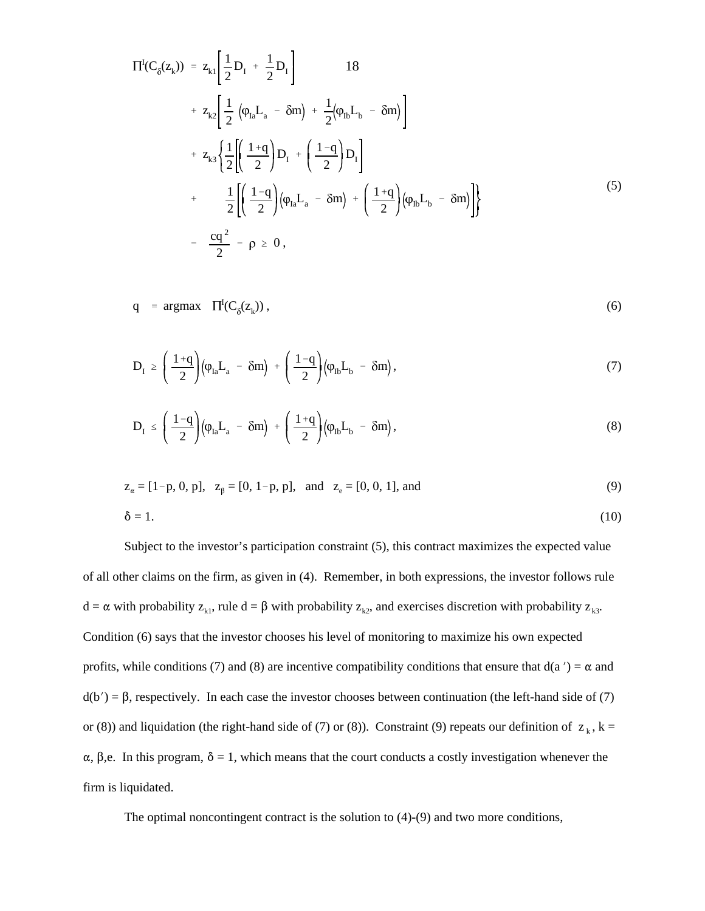$$
\begin{aligned}
\Pi^I(C_\delta(z_k)) \;=\; & z_{k1}\left[\frac{1}{2}D_I + \frac{1}{2}D_I\right] \qquad 18 \\
& + z_{k2}\left[\frac{1}{2}\left(\varphi_{Ia}L_a - \delta m\right) + \frac{1}{2}\left(\varphi_{Ib}L_b - \delta m\right)\right] \\
& + z_{k3}\left\{\frac{1}{2}\left[\left(\frac{1+q}{2}\right)D_I + \left(\frac{1-q}{2}\right)D_I\right]\right. \\
& + \left.\frac{1}{2}\left[\left(\frac{1-q}{2}\right)\left(\varphi_{Ia}L_a - \delta m\right) + \left(\frac{1+q}{2}\right)\left(\varphi_{Ib}L_b - \delta m\right)\right]\right\} \\
& - \frac{cq^2}{2} - \rho \;\geq\; 0\,,
\end{aligned}
\tag{5}
$$

$$
q \;=\; \text{argmax} \quad \Pi^I(C_\delta(z_k))\,, \tag{6}
$$

$$
D_I \;\geq\; \left(\frac{1+q}{2}\right)\left(\varphi_{Ia}L_a - \delta m\right) + \left(\frac{1-q}{2}\right)\left(\varphi_{Ib}L_b - \delta m\right), \tag{7}
$$

$$
D_I \;\leq\; \left(\frac{1-q}{2}\right)\left(\varphi_{Ia}L_a - \delta m\right) + \left(\frac{1+q}{2}\right)\left(\varphi_{Ib}L_b - \delta m\right), \tag{8}
$$

$$
z_\alpha = [1-p,\, 0,\, p], \quad z_\beta = [0,\, 1-p,\, p], \quad \text{and} \quad z_e = [0,\, 0,\, 1], \text{ and} \tag{9}
$$

$$
\delta = 1. \tag{10}
$$

Subject to the investor's participation constraint (5), this contract maximizes the expected value of all other claims on the firm, as given in (4). Remember, in both expressions, the investor follows rule $d = \alpha$ with probability $z_{k1}$, rule $d = \beta$ with probability $z_{k2}$, and exercises discretion with probability $z_{k3}$. Condition (6) says that the investor chooses his level of monitoring to maximize his own expected profits, while conditions (7) and (8) are incentive compatibility conditions that ensure that $d(a') = \alpha$ and $d(b') = \beta$, respectively. In each case the investor chooses between continuation (the left-hand side of (7) or (8)) and liquidation (the right-hand side of (7) or (8)). Constraint (9) repeats our definition of $z_k$, $k = \alpha, \beta, e$. In this program, $\delta = 1$, which means that the court conducts a costly investigation whenever the firm is liquidated.

The optimal noncontingent contract is the solution to (4)-(9) and two more conditions,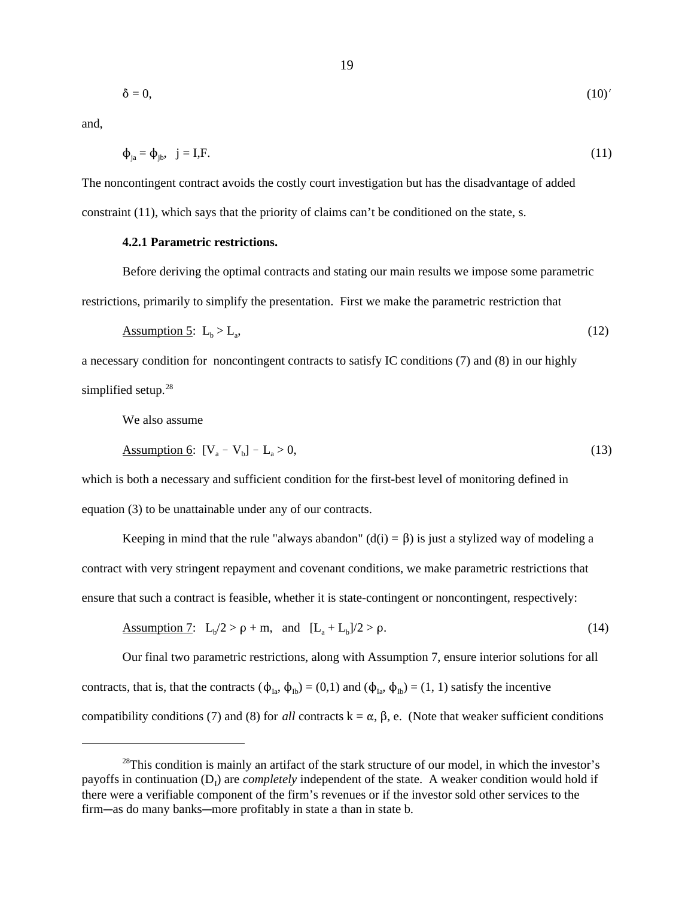$$\delta = 0, \tag{10}'$$

and,

$$\phi_{ja} = \phi_{jb}, \quad j = I,F. \tag{11}$$

The noncontingent contract avoids the costly court investigation but has the disadvantage of added constraint (11), which says that the priority of claims can't be conditioned on the state, s.

#### 4.2.1 Parametric restrictions.

Before deriving the optimal contracts and stating our main results we impose some parametric restrictions, primarily to simplify the presentation. First we make the parametric restriction that

Assumption 5: $L_b > L_a$, (12)

a necessary condition for noncontingent contracts to satisfy IC conditions (7) and (8) in our highly simplified setup.[28]

We also assume

Assumption 6: $[V_a - V_b] - L_a > 0$, (13)

which is both a necessary and sufficient condition for the first-best level of monitoring defined in equation (3) to be unattainable under any of our contracts.

Keeping in mind that the rule "always abandon" ($d(i) = \beta$) is just a stylized way of modeling a contract with very stringent repayment and covenant conditions, we make parametric restrictions that ensure that such a contract is feasible, whether it is state-contingent or noncontingent, respectively:

Assumption 7: $L_b/2 > \rho + m$, and $[L_a + L_b]/2 > \rho$. (14)

Our final two parametric restrictions, along with Assumption 7, ensure interior solutions for all contracts, that is, that the contracts $(\phi_{Ia}, \phi_{Ib}) = (0,1)$ and $(\phi_{Ia}, \phi_{Ib}) = (1, 1)$ satisfy the incentive compatibility conditions (7) and (8) for *all* contracts $k = \alpha, \beta, e$. (Note that weaker sufficient conditions

---

[28] This condition is mainly an artifact of the stark structure of our model, in which the investor's payoffs in continuation ($D_I$) are *completely* independent of the state. A weaker condition would hold if there were a verifiable component of the firm's revenues or if the investor sold other services to the firm─as do many banks─more profitably in state a than in state b.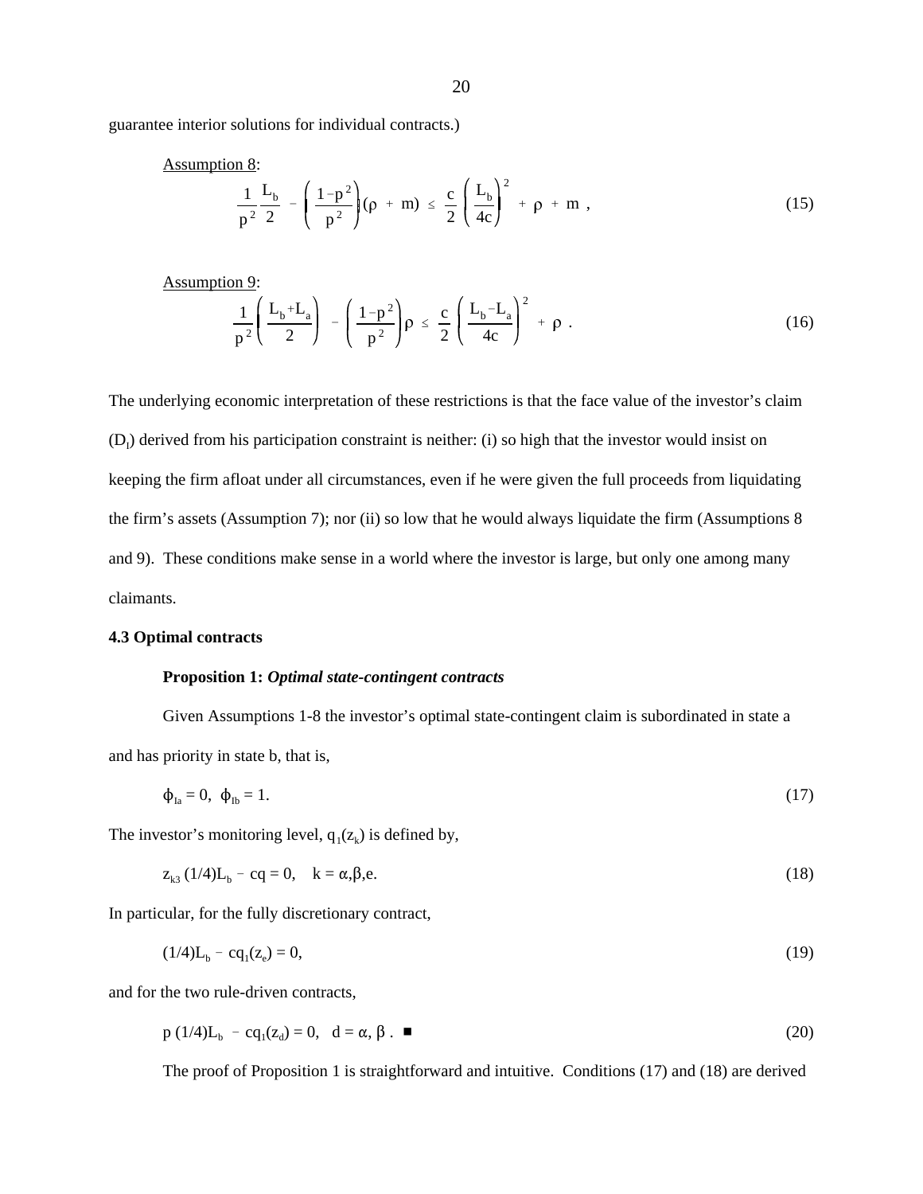guarantee interior solutions for individual contracts.)

Assumption 8:

$$\frac{1}{p^2}\frac{L_b}{2} - \left(\frac{1-p^2}{p^2}\right)(\rho + m) \leq \frac{c}{2}\left(\frac{L_b}{4c}\right)^2 + \rho + m \ , \tag{15}$$

Assumption 9:

$$\frac{1}{p^2}\left(\frac{L_b+L_a}{2}\right) - \left(\frac{1-p^2}{p^2}\right)\rho \leq \frac{c}{2}\left(\frac{L_b-L_a}{4c}\right)^2 + \rho \ . \tag{16}$$

The underlying economic interpretation of these restrictions is that the face value of the investor's claim ($D_I$) derived from his participation constraint is neither: (i) so high that the investor would insist on keeping the firm afloat under all circumstances, even if he were given the full proceeds from liquidating the firm's assets (Assumption 7); nor (ii) so low that he would always liquidate the firm (Assumptions 8 and 9). These conditions make sense in a world where the investor is large, but only one among many claimants.

### 4.3 Optimal contracts

**Proposition 1:** ***Optimal state-contingent contracts***

Given Assumptions 1-8 the investor's optimal state-contingent claim is subordinated in state a and has priority in state b, that is,

$$\phi_{Ia} = 0, \ \ \phi_{Ib} = 1. \tag{17}$$

The investor's monitoring level, $q_1(z_k)$ is defined by,

$$z_{k3}\,(1/4)L_b - cq = 0, \quad k = \alpha,\beta,e. \tag{18}$$

In particular, for the fully discretionary contract,

$$(1/4)L_b - cq_1(z_e) = 0, \tag{19}$$

and for the two rule-driven contracts,

$$p\,(1/4)L_b - cq_1(z_d) = 0, \quad d = \alpha, \beta \ . \ ■ \tag{20}$$

The proof of Proposition 1 is straightforward and intuitive. Conditions (17) and (18) are derived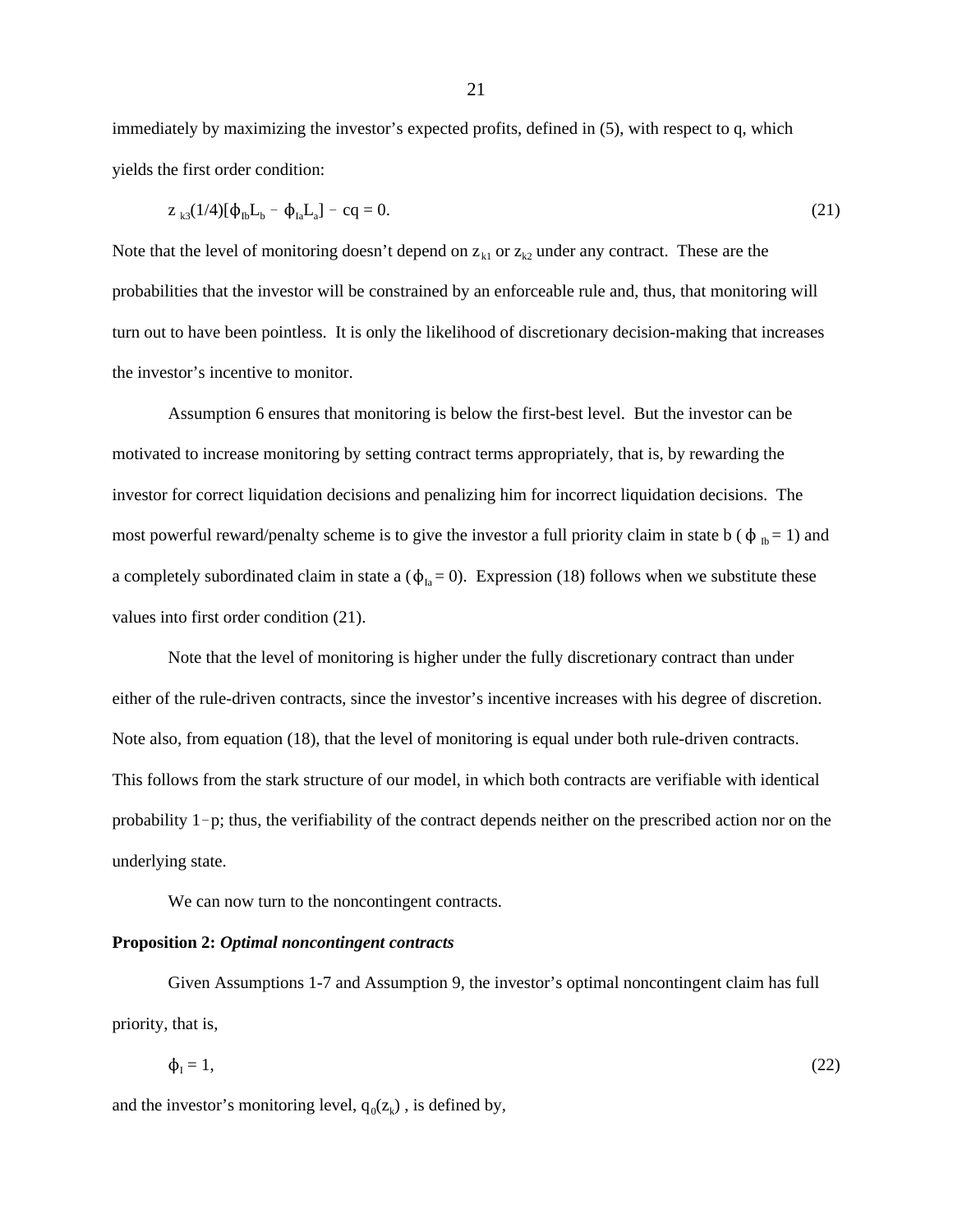immediately by maximizing the investor's expected profits, defined in (5), with respect to q, which yields the first order condition:

$$z_{k3}(1/4)[\phi_{Ib}L_b - \phi_{Ia}L_a] - cq = 0. \tag{21}$$

Note that the level of monitoring doesn't depend on $z_{k1}$ or $z_{k2}$ under any contract. These are the probabilities that the investor will be constrained by an enforceable rule and, thus, that monitoring will turn out to have been pointless. It is only the likelihood of discretionary decision-making that increases the investor's incentive to monitor.

Assumption 6 ensures that monitoring is below the first-best level. But the investor can be motivated to increase monitoring by setting contract terms appropriately, that is, by rewarding the investor for correct liquidation decisions and penalizing him for incorrect liquidation decisions. The most powerful reward/penalty scheme is to give the investor a full priority claim in state b ($\phi_{Ib} = 1$) and a completely subordinated claim in state a ($\phi_{Ia} = 0$). Expression (18) follows when we substitute these values into first order condition (21).

Note that the level of monitoring is higher under the fully discretionary contract than under either of the rule-driven contracts, since the investor's incentive increases with his degree of discretion. Note also, from equation (18), that the level of monitoring is equal under both rule-driven contracts. This follows from the stark structure of our model, in which both contracts are verifiable with identical probability $1-p$; thus, the verifiability of the contract depends neither on the prescribed action nor on the underlying state.

We can now turn to the noncontingent contracts.

**Proposition 2:** ***Optimal noncontingent contracts***

Given Assumptions 1-7 and Assumption 9, the investor's optimal noncontingent claim has full priority, that is,

$$\phi_I = 1, \tag{22}$$

and the investor's monitoring level, $q_0(z_k)$, is defined by,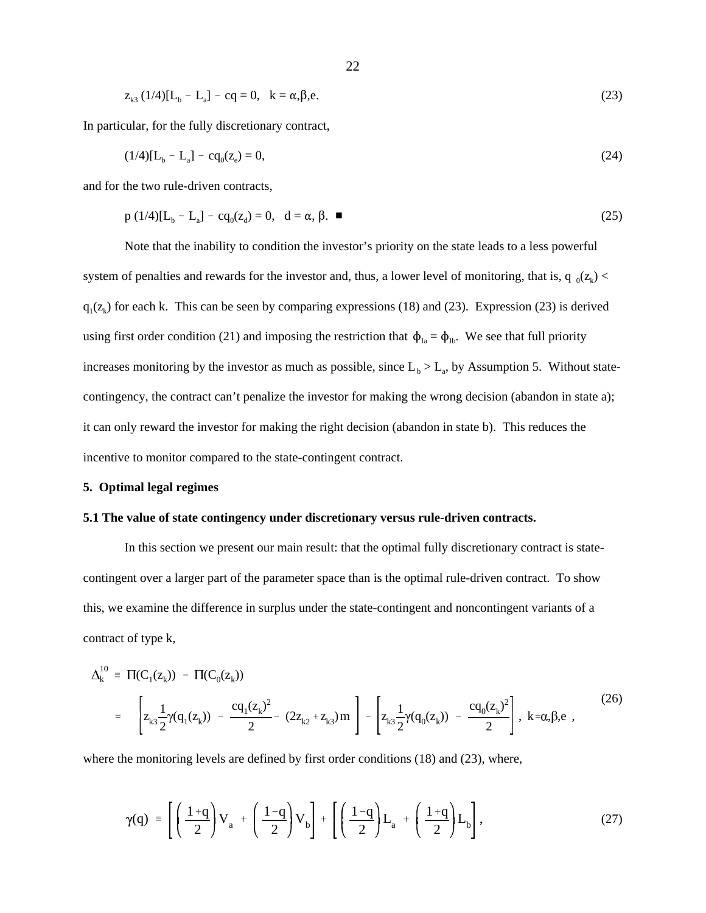$$z_{k3}\,(1/4)[L_b - L_a] - cq = 0, \quad k = \alpha,\beta,e. \tag{23}$$

In particular, for the fully discretionary contract,

$$(1/4)[L_b - L_a] - cq_0(z_e) = 0, \tag{24}$$

and for the two rule-driven contracts,

$$p\,(1/4)[L_b - L_a] - cq_0(z_d) = 0, \quad d = \alpha,\, \beta. \ \blacksquare \tag{25}$$

Note that the inability to condition the investor's priority on the state leads to a less powerful system of penalties and rewards for the investor and, thus, a lower level of monitoring, that is, $q_0(z_k) < q_1(z_k)$ for each k. This can be seen by comparing expressions (18) and (23). Expression (23) is derived using first order condition (21) and imposing the restriction that $\phi_{Ia} = \phi_{Ib}$. We see that full priority increases monitoring by the investor as much as possible, since $L_b > L_a$, by Assumption 5. Without state-contingency, the contract can't penalize the investor for making the wrong decision (abandon in state a); it can only reward the investor for making the right decision (abandon in state b). This reduces the incentive to monitor compared to the state-contingent contract.

## 5. Optimal legal regimes

### 5.1 The value of state contingency under discretionary versus rule-driven contracts.

In this section we present our main result: that the optimal fully discretionary contract is state-contingent over a larger part of the parameter space than is the optimal rule-driven contract. To show this, we examine the difference in surplus under the state-contingent and noncontingent variants of a contract of type k,

$$\begin{aligned}\Delta_k^{10} &\equiv \Pi(C_1(z_k)) - \Pi(C_0(z_k)) \\ &= \left[z_{k3}\frac{1}{2}\gamma(q_1(z_k)) - \frac{cq_1(z_k)^2}{2} - (2z_{k2} + z_{k3})m\right] - \left[z_{k3}\frac{1}{2}\gamma(q_0(z_k)) - \frac{cq_0(z_k)^2}{2}\right],\ k = \alpha,\beta,e\ ,\end{aligned} \tag{26}$$

where the monitoring levels are defined by first order conditions (18) and (23), where,

$$\gamma(q) \equiv \left[\left(\frac{1+q}{2}\right)V_a + \left(\frac{1-q}{2}\right)V_b\right] + \left[\left(\frac{1-q}{2}\right)L_a + \left(\frac{1+q}{2}\right)L_b\right], \tag{27}$$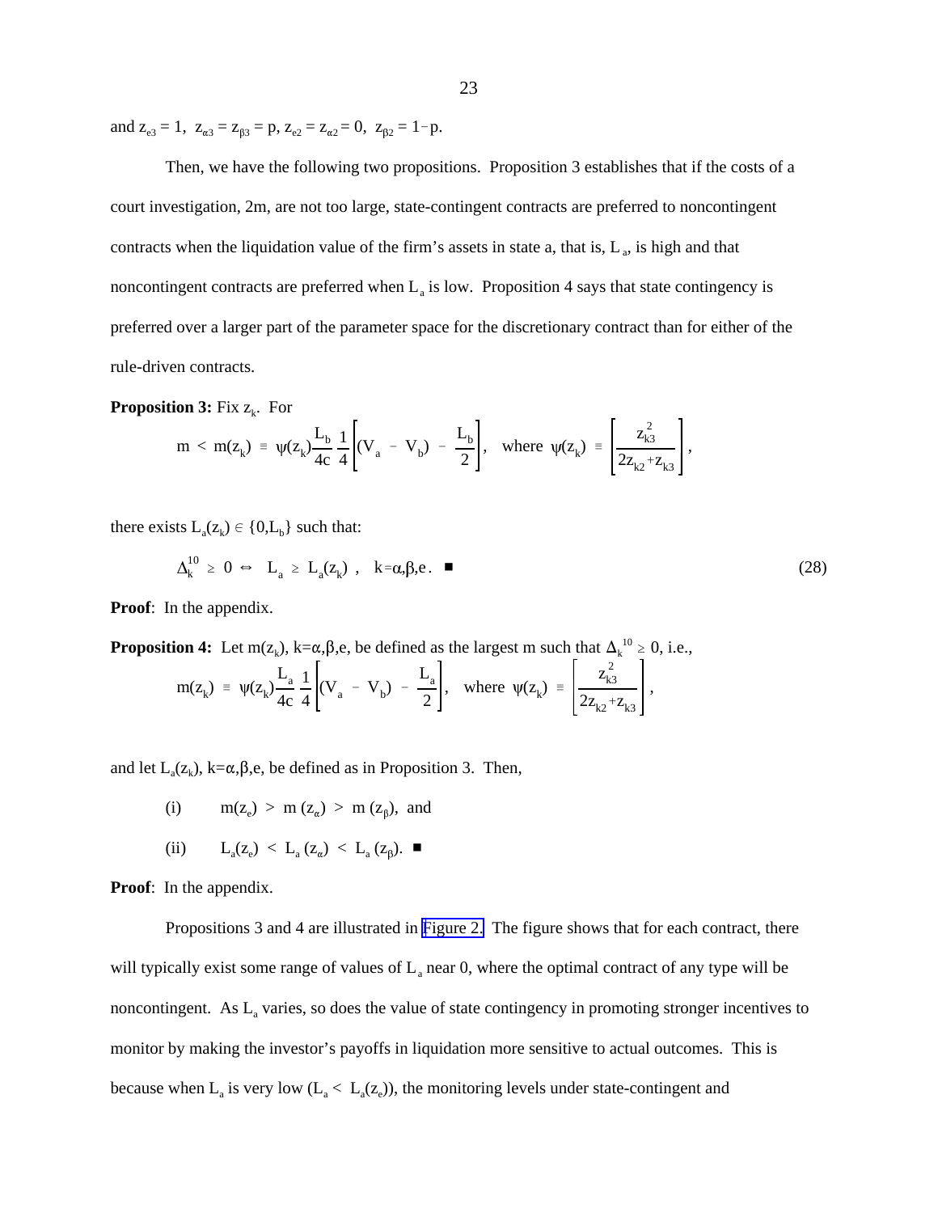and $z_{e3} = 1$, $z_{\alpha 3} = z_{\beta 3} = p$, $z_{e2} = z_{\alpha 2} = 0$, $z_{\beta 2} = 1-p$.

Then, we have the following two propositions. Proposition 3 establishes that if the costs of a court investigation, 2m, are not too large, state-contingent contracts are preferred to noncontingent contracts when the liquidation value of the firm's assets in state a, that is, $L_a$, is high and that noncontingent contracts are preferred when $L_a$ is low. Proposition 4 says that state contingency is preferred over a larger part of the parameter space for the discretionary contract than for either of the rule-driven contracts.

**Proposition 3:** Fix $z_k$. For

$$m < m(z_k) \equiv \psi(z_k)\frac{L_b}{4c}\frac{1}{4}\left[(V_a - V_b) - \frac{L_b}{2}\right], \quad \text{where } \psi(z_k) \equiv \left[\frac{z_{k3}^2}{2z_{k2}+z_{k3}}\right],$$

there exists $L_a(z_k) \in \{0, L_b\}$ such that:

$$\Delta_k^{10} \geq 0 \Leftrightarrow L_a \geq L_a(z_k), \quad k=\alpha,\beta,e. \;\blacksquare \tag{28}$$

**Proof**: In the appendix.

**Proposition 4:** Let $m(z_k)$, $k=\alpha,\beta,e$, be defined as the largest m such that $\Delta_k^{10} \geq 0$, i.e.,

$$m(z_k) \equiv \psi(z_k)\frac{L_a}{4c}\frac{1}{4}\left[(V_a - V_b) - \frac{L_a}{2}\right], \quad \text{where } \psi(z_k) \equiv \left[\frac{z_{k3}^2}{2z_{k2}+z_{k3}}\right],$$

and let $L_a(z_k)$, $k=\alpha,\beta,e$, be defined as in Proposition 3. Then,

(i) $m(z_e) > m(z_\alpha) > m(z_\beta)$, and

(ii) $L_a(z_e) < L_a(z_\alpha) < L_a(z_\beta)$. $\blacksquare$

**Proof**: In the appendix.

Propositions 3 and 4 are illustrated in Figure 2. The figure shows that for each contract, there will typically exist some range of values of $L_a$ near 0, where the optimal contract of any type will be noncontingent. As $L_a$ varies, so does the value of state contingency in promoting stronger incentives to monitor by making the investor's payoffs in liquidation more sensitive to actual outcomes. This is because when $L_a$ is very low ($L_a < L_a(z_e)$), the monitoring levels under state-contingent and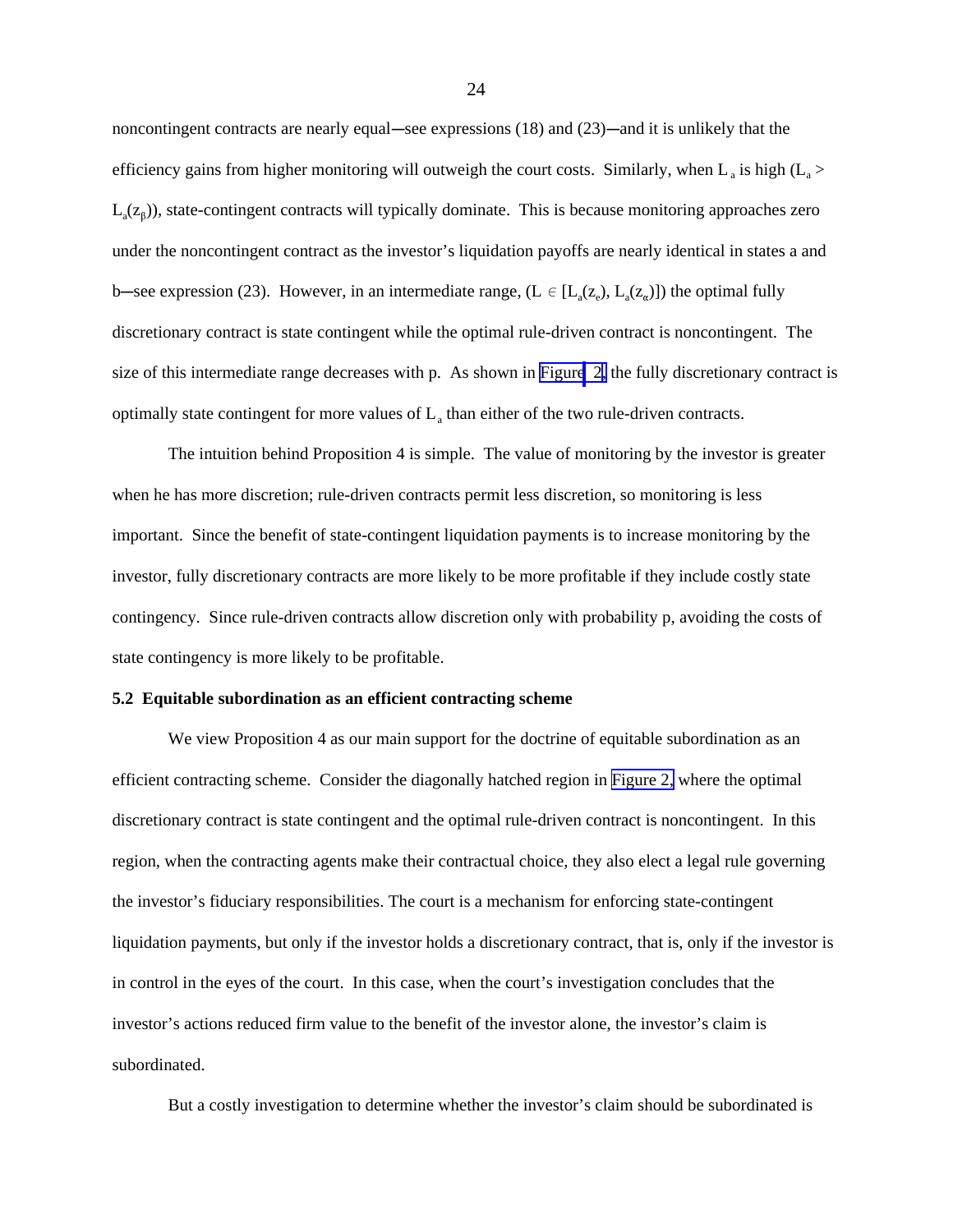noncontingent contracts are nearly equal—see expressions (18) and (23)—and it is unlikely that the efficiency gains from higher monitoring will outweigh the court costs. Similarly, when $L_a$ is high ($L_a > L_a(z_\beta)$), state-contingent contracts will typically dominate. This is because monitoring approaches zero under the noncontingent contract as the investor's liquidation payoffs are nearly identical in states a and b—see expression (23). However, in an intermediate range, ($L \in [L_a(z_e), L_a(z_\alpha)]$) the optimal fully discretionary contract is state contingent while the optimal rule-driven contract is noncontingent. The size of this intermediate range decreases with p. As shown in Figure 2, the fully discretionary contract is optimally state contingent for more values of $L_a$ than either of the two rule-driven contracts.

The intuition behind Proposition 4 is simple. The value of monitoring by the investor is greater when he has more discretion; rule-driven contracts permit less discretion, so monitoring is less important. Since the benefit of state-contingent liquidation payments is to increase monitoring by the investor, fully discretionary contracts are more likely to be more profitable if they include costly state contingency. Since rule-driven contracts allow discretion only with probability p, avoiding the costs of state contingency is more likely to be profitable.

**5.2 Equitable subordination as an efficient contracting scheme**

We view Proposition 4 as our main support for the doctrine of equitable subordination as an efficient contracting scheme. Consider the diagonally hatched region in Figure 2, where the optimal discretionary contract is state contingent and the optimal rule-driven contract is noncontingent. In this region, when the contracting agents make their contractual choice, they also elect a legal rule governing the investor's fiduciary responsibilities. The court is a mechanism for enforcing state-contingent liquidation payments, but only if the investor holds a discretionary contract, that is, only if the investor is in control in the eyes of the court. In this case, when the court's investigation concludes that the investor's actions reduced firm value to the benefit of the investor alone, the investor's claim is subordinated.

But a costly investigation to determine whether the investor's claim should be subordinated is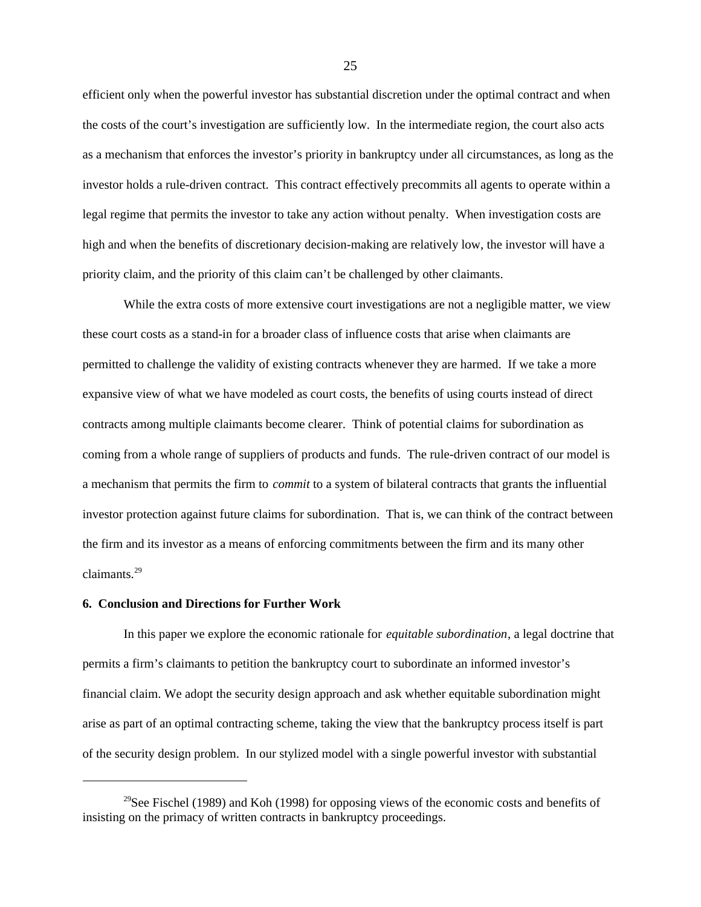efficient only when the powerful investor has substantial discretion under the optimal contract and when the costs of the court's investigation are sufficiently low. In the intermediate region, the court also acts as a mechanism that enforces the investor's priority in bankruptcy under all circumstances, as long as the investor holds a rule-driven contract. This contract effectively precommits all agents to operate within a legal regime that permits the investor to take any action without penalty. When investigation costs are high and when the benefits of discretionary decision-making are relatively low, the investor will have a priority claim, and the priority of this claim can't be challenged by other claimants.

While the extra costs of more extensive court investigations are not a negligible matter, we view these court costs as a stand-in for a broader class of influence costs that arise when claimants are permitted to challenge the validity of existing contracts whenever they are harmed. If we take a more expansive view of what we have modeled as court costs, the benefits of using courts instead of direct contracts among multiple claimants become clearer. Think of potential claims for subordination as coming from a whole range of suppliers of products and funds. The rule-driven contract of our model is a mechanism that permits the firm to *commit* to a system of bilateral contracts that grants the influential investor protection against future claims for subordination. That is, we can think of the contract between the firm and its investor as a means of enforcing commitments between the firm and its many other claimants.[29]

## 6. Conclusion and Directions for Further Work

In this paper we explore the economic rationale for *equitable subordination*, a legal doctrine that permits a firm's claimants to petition the bankruptcy court to subordinate an informed investor's financial claim. We adopt the security design approach and ask whether equitable subordination might arise as part of an optimal contracting scheme, taking the view that the bankruptcy process itself is part of the security design problem. In our stylized model with a single powerful investor with substantial

---

[29]See Fischel (1989) and Koh (1998) for opposing views of the economic costs and benefits of insisting on the primacy of written contracts in bankruptcy proceedings.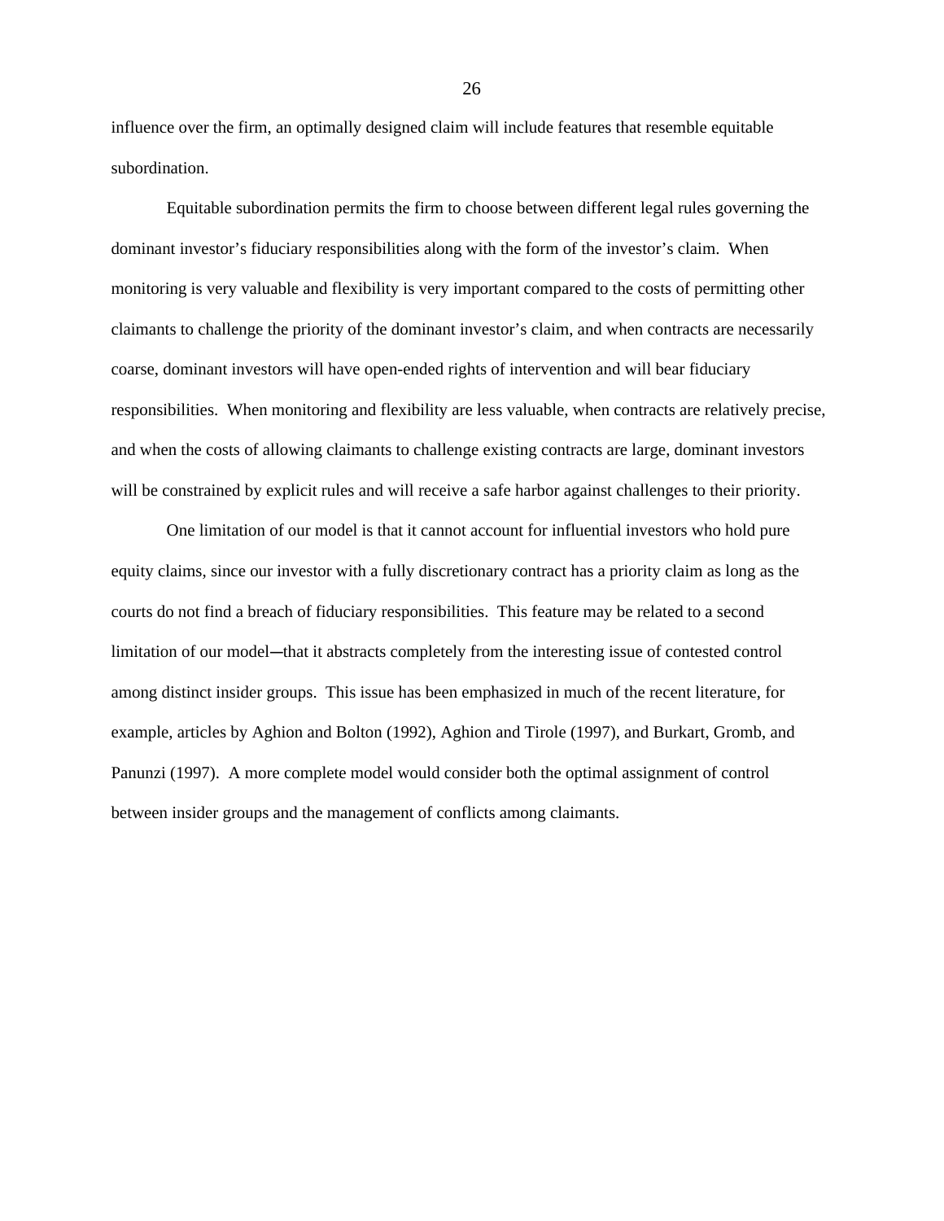influence over the firm, an optimally designed claim will include features that resemble equitable subordination.

Equitable subordination permits the firm to choose between different legal rules governing the dominant investor's fiduciary responsibilities along with the form of the investor's claim. When monitoring is very valuable and flexibility is very important compared to the costs of permitting other claimants to challenge the priority of the dominant investor's claim, and when contracts are necessarily coarse, dominant investors will have open-ended rights of intervention and will bear fiduciary responsibilities. When monitoring and flexibility are less valuable, when contracts are relatively precise, and when the costs of allowing claimants to challenge existing contracts are large, dominant investors will be constrained by explicit rules and will receive a safe harbor against challenges to their priority.

One limitation of our model is that it cannot account for influential investors who hold pure equity claims, since our investor with a fully discretionary contract has a priority claim as long as the courts do not find a breach of fiduciary responsibilities. This feature may be related to a second limitation of our model—that it abstracts completely from the interesting issue of contested control among distinct insider groups. This issue has been emphasized in much of the recent literature, for example, articles by Aghion and Bolton (1992), Aghion and Tirole (1997), and Burkart, Gromb, and Panunzi (1997). A more complete model would consider both the optimal assignment of control between insider groups and the management of conflicts among claimants.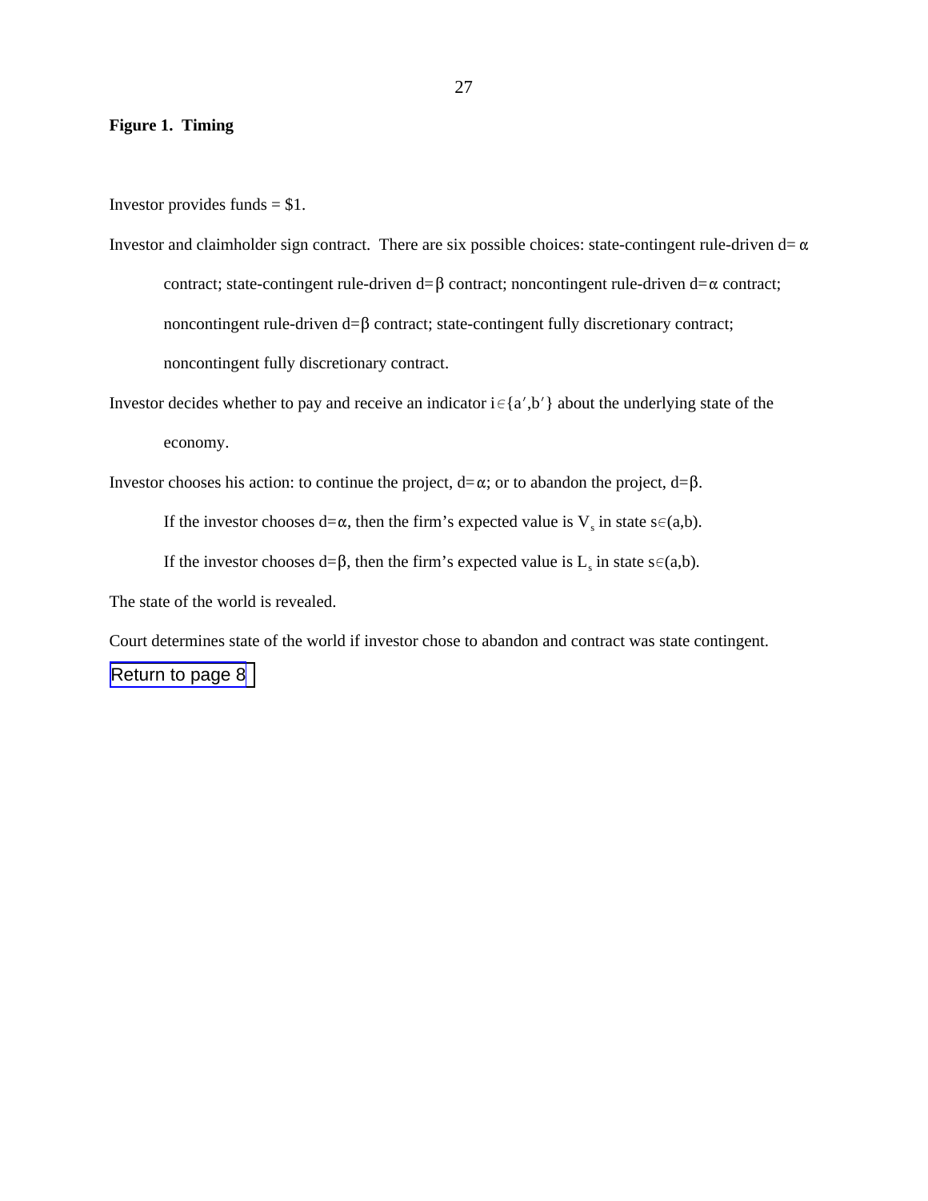**Figure 1. Timing**

Investor provides funds = \$1.

Investor and claimholder sign contract. There are six possible choices: state-contingent rule-driven $d=\alpha$ contract; state-contingent rule-driven $d=\beta$ contract; noncontingent rule-driven $d=\alpha$ contract; noncontingent rule-driven $d=\beta$ contract; state-contingent fully discretionary contract; noncontingent fully discretionary contract.

Investor decides whether to pay and receive an indicator $i\in\{a',b'\}$ about the underlying state of the economy.

Investor chooses his action: to continue the project, $d=\alpha$; or to abandon the project, $d=\beta$.

If the investor chooses $d=\alpha$, then the firm's expected value is $V_s$ in state $s\in(a,b)$.

If the investor chooses $d=\beta$, then the firm's expected value is $L_s$ in state $s\in(a,b)$.

The state of the world is revealed.

Court determines state of the world if investor chose to abandon and contract was state contingent.

Return to page 8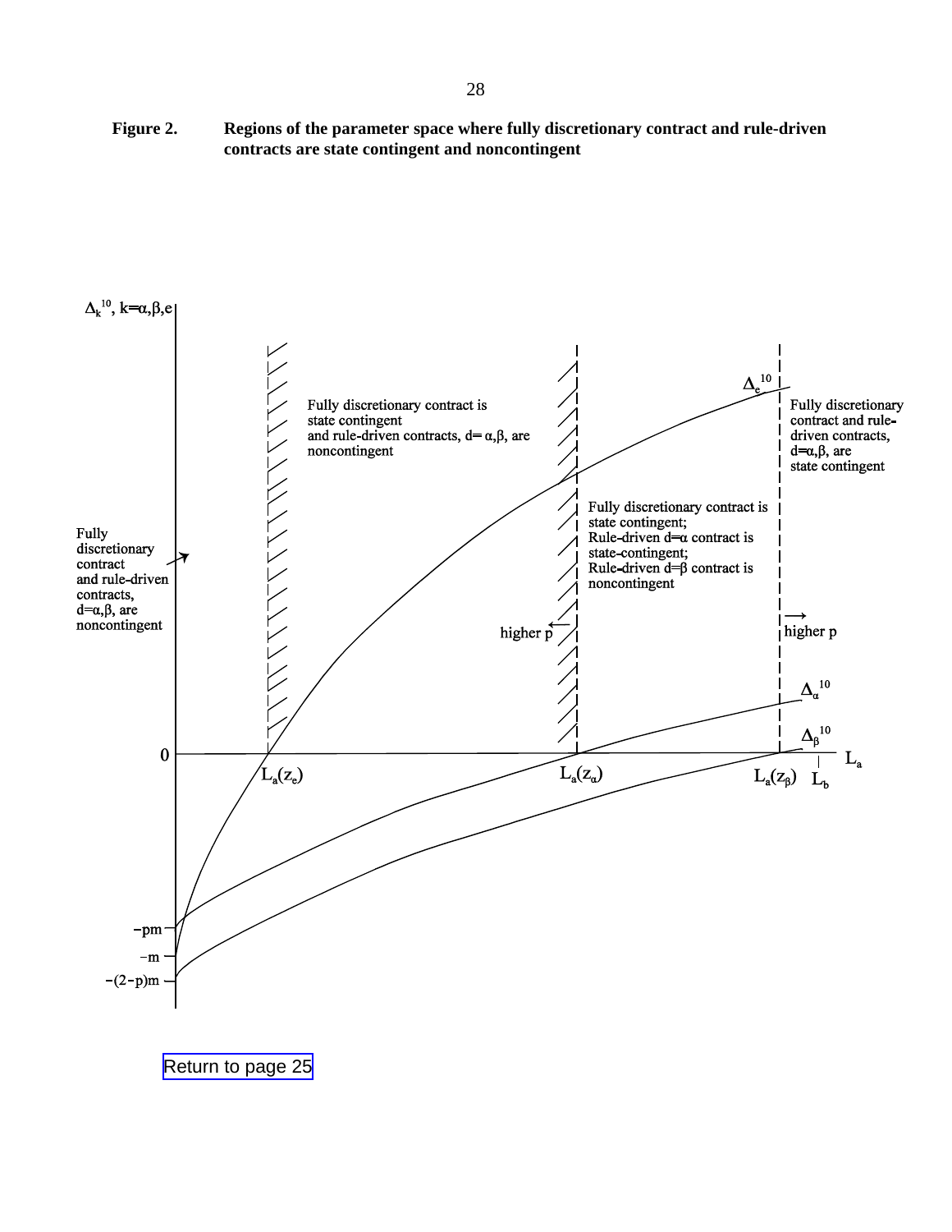**Figure 2.** **Regions of the parameter space where fully discretionary contract and rule-driven contracts are state contingent and noncontingent**

$\Delta_k^{10}$, $k{=}\alpha,\beta,e$

Fully discretionary contract is state contingent and rule-driven contracts, $d{=}\alpha,\beta$, are noncontingent

Fully discretionary contract and rule-driven contracts, $d{=}\alpha,\beta$, are state contingent

Fully discretionary contract is state contingent; Rule-driven $d{=}\alpha$ contract is state-contingent; Rule-driven $d{=}\beta$ contract is noncontingent

Fully discretionary contract and rule-driven contracts, $d{=}\alpha,\beta$, are noncontingent

higher p

higher p

$\Delta_e^{10}$

$\Delta_\alpha^{10}$

$\Delta_\beta^{10}$

0

$L_a(z_e)$ $L_a(z_\alpha)$ $L_a(z_\beta)$ $L_b$ $L_a$

$-pm$

$-m$

$-(2-p)m$

Return to page 25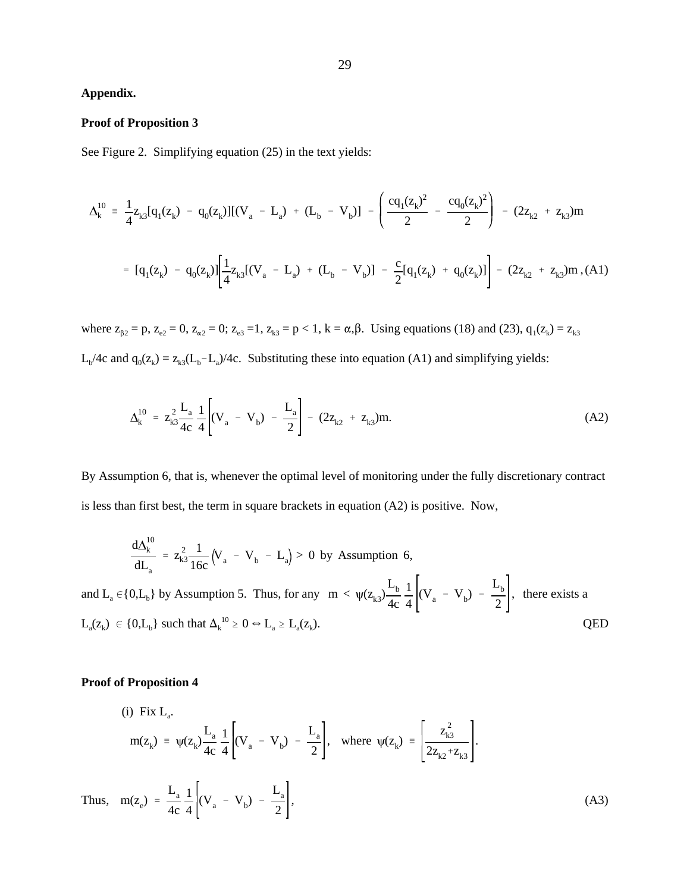**Appendix.**

**Proof of Proposition 3**

See Figure 2. Simplifying equation (25) in the text yields:

$$\Delta_k^{10} \equiv \frac{1}{4}z_{k3}[q_1(z_k) - q_0(z_k)][(V_a - L_a) + (L_b - V_b)] - \left(\frac{cq_1(z_k)^2}{2} - \frac{cq_0(z_k)^2}{2}\right) - (2z_{k2} + z_{k3})m$$

$$= [q_1(z_k) - q_0(z_k)]\left[\frac{1}{4}z_{k3}[(V_a - L_a) + (L_b - V_b)] - \frac{c}{2}[q_1(z_k) + q_0(z_k)]\right] - (2z_{k2} + z_{k3})m \text{ , (A1)}$$

where $z_{\beta 2} = p$, $z_{e2} = 0$, $z_{\alpha 2} = 0$; $z_{e3} = 1$, $z_{k3} = p < 1$, $k = \alpha,\beta$. Using equations (18) and (23), $q_1(z_k) = z_{k3} L_b/4c$ and $q_0(z_k) = z_{k3}(L_b - L_a)/4c$. Substituting these into equation (A1) and simplifying yields:

$$\Delta_k^{10} = z_{k3}^2\frac{L_a}{4c}\frac{1}{4}\left[(V_a - V_b) - \frac{L_a}{2}\right] - (2z_{k2} + z_{k3})m. \tag{A2}$$

By Assumption 6, that is, whenever the optimal level of monitoring under the fully discretionary contract is less than first best, the term in square brackets in equation (A2) is positive. Now,

$$\frac{d\Delta_k^{10}}{dL_a} = z_{k3}^2\frac{1}{16c}\left(V_a - V_b - L_a\right) > 0 \text{ by Assumption 6,}$$

and $L_a \in \{0,L_b\}$ by Assumption 5. Thus, for any $m < \psi(z_{k3})\frac{L_b}{4c}\frac{1}{4}\left[(V_a - V_b) - \frac{L_b}{2}\right]$, there exists a $L_a(z_k) \in \{0,L_b\}$ such that $\Delta_k^{10} \geq 0 \Leftrightarrow L_a \geq L_a(z_k)$. QED

**Proof of Proposition 4**

(i) Fix $L_a$.

$$m(z_k) \equiv \psi(z_k)\frac{L_a}{4c}\frac{1}{4}\left[(V_a - V_b) - \frac{L_a}{2}\right], \quad \text{where } \psi(z_k) \equiv \left[\frac{z_{k3}^2}{2z_{k2}+z_{k3}}\right].$$

$$\text{Thus,} \quad m(z_e) = \frac{L_a}{4c}\frac{1}{4}\left[(V_a - V_b) - \frac{L_a}{2}\right], \tag{A3}$$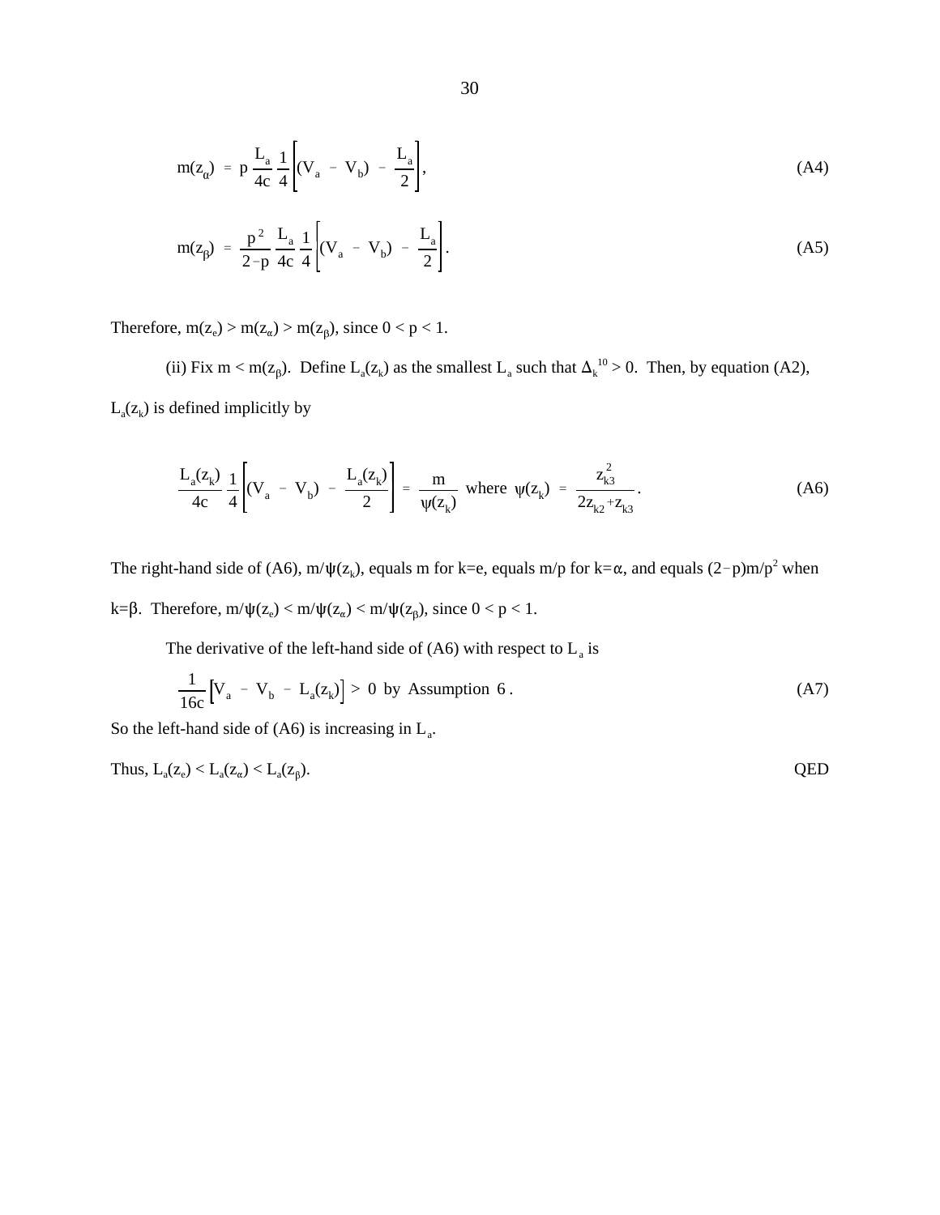$$m(z_\alpha) = p\,\frac{L_a}{4c}\,\frac{1}{4}\left[(V_a - V_b) - \frac{L_a}{2}\right], \tag{A4}$$

$$m(z_\beta) = \frac{p^2}{2-p}\,\frac{L_a}{4c}\,\frac{1}{4}\left[(V_a - V_b) - \frac{L_a}{2}\right]. \tag{A5}$$

Therefore, $m(z_e) > m(z_\alpha) > m(z_\beta)$, since $0 < p < 1$.

(ii) Fix $m < m(z_\beta)$. Define $L_a(z_k)$ as the smallest $L_a$ such that $\Delta_k^{10} > 0$. Then, by equation (A2), $L_a(z_k)$ is defined implicitly by

$$\frac{L_a(z_k)}{4c}\,\frac{1}{4}\left[(V_a - V_b) - \frac{L_a(z_k)}{2}\right] = \frac{m}{\psi(z_k)} \text{ where } \psi(z_k) = \frac{z_{k3}^2}{2z_{k2}+z_{k3}}. \tag{A6}$$

The right-hand side of (A6), $m/\psi(z_k)$, equals $m$ for $k$=e, equals $m/p$ for $k=\alpha$, and equals $(2-p)m/p^2$ when $k=\beta$. Therefore, $m/\psi(z_e) < m/\psi(z_\alpha) < m/\psi(z_\beta)$, since $0 < p < 1$.

The derivative of the left-hand side of (A6) with respect to $L_a$ is

$$\frac{1}{16c}\left[V_a - V_b - L_a(z_k)\right] > 0 \text{ by Assumption 6}. \tag{A7}$$

So the left-hand side of (A6) is increasing in $L_a$.

Thus, $L_a(z_e) < L_a(z_\alpha) < L_a(z_\beta)$. QED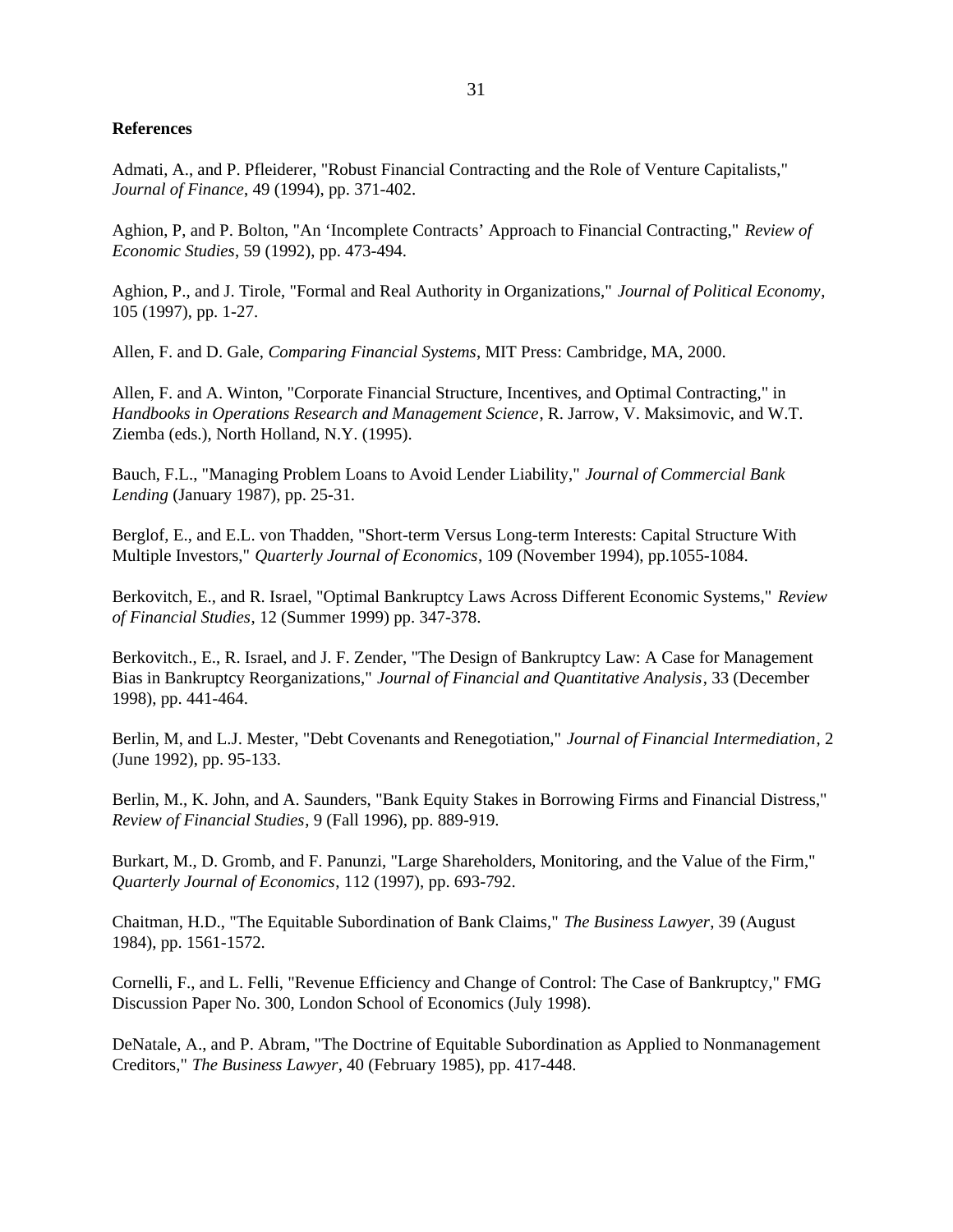## References

Admati, A., and P. Pfleiderer, "Robust Financial Contracting and the Role of Venture Capitalists," *Journal of Finance*, 49 (1994), pp. 371-402.

Aghion, P, and P. Bolton, "An 'Incomplete Contracts' Approach to Financial Contracting," *Review of Economic Studies*, 59 (1992), pp. 473-494.

Aghion, P., and J. Tirole, "Formal and Real Authority in Organizations," *Journal of Political Economy*, 105 (1997), pp. 1-27.

Allen, F. and D. Gale, *Comparing Financial Systems*, MIT Press: Cambridge, MA, 2000.

Allen, F. and A. Winton, "Corporate Financial Structure, Incentives, and Optimal Contracting," in *Handbooks in Operations Research and Management Science*, R. Jarrow, V. Maksimovic, and W.T. Ziemba (eds.), North Holland, N.Y. (1995).

Bauch, F.L., "Managing Problem Loans to Avoid Lender Liability," *Journal of Commercial Bank Lending* (January 1987), pp. 25-31.

Berglof, E., and E.L. von Thadden, "Short-term Versus Long-term Interests: Capital Structure With Multiple Investors," *Quarterly Journal of Economics*, 109 (November 1994), pp.1055-1084.

Berkovitch, E., and R. Israel, "Optimal Bankruptcy Laws Across Different Economic Systems," *Review of Financial Studies*, 12 (Summer 1999) pp. 347-378.

Berkovitch., E., R. Israel, and J. F. Zender, "The Design of Bankruptcy Law: A Case for Management Bias in Bankruptcy Reorganizations," *Journal of Financial and Quantitative Analysis*, 33 (December 1998), pp. 441-464.

Berlin, M, and L.J. Mester, "Debt Covenants and Renegotiation," *Journal of Financial Intermediation*, 2 (June 1992), pp. 95-133.

Berlin, M., K. John, and A. Saunders, "Bank Equity Stakes in Borrowing Firms and Financial Distress," *Review of Financial Studies*, 9 (Fall 1996), pp. 889-919.

Burkart, M., D. Gromb, and F. Panunzi, "Large Shareholders, Monitoring, and the Value of the Firm," *Quarterly Journal of Economics*, 112 (1997), pp. 693-792.

Chaitman, H.D., "The Equitable Subordination of Bank Claims," *The Business Lawyer*, 39 (August 1984), pp. 1561-1572.

Cornelli, F., and L. Felli, "Revenue Efficiency and Change of Control: The Case of Bankruptcy," FMG Discussion Paper No. 300, London School of Economics (July 1998).

DeNatale, A., and P. Abram, "The Doctrine of Equitable Subordination as Applied to Nonmanagement Creditors," *The Business Lawyer*, 40 (February 1985), pp. 417-448.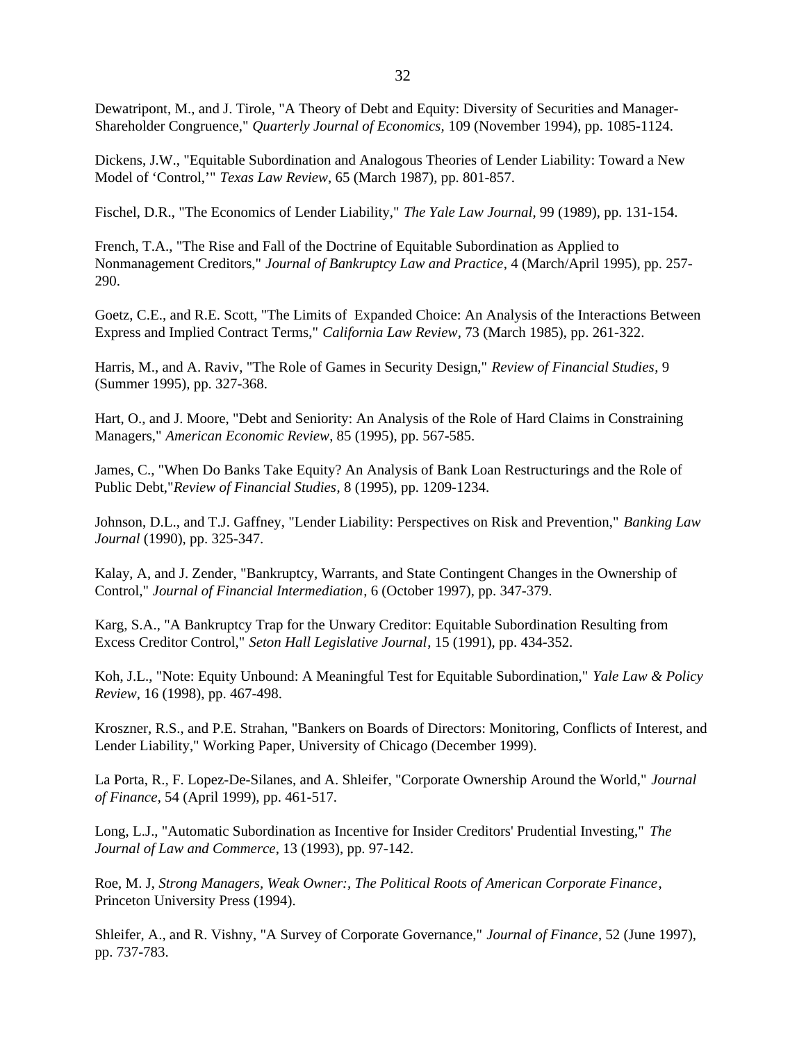Dewatripont, M., and J. Tirole, "A Theory of Debt and Equity: Diversity of Securities and Manager-Shareholder Congruence," *Quarterly Journal of Economics*, 109 (November 1994), pp. 1085-1124.

Dickens, J.W., "Equitable Subordination and Analogous Theories of Lender Liability: Toward a New Model of 'Control,'" *Texas Law Review*, 65 (March 1987), pp. 801-857.

Fischel, D.R., "The Economics of Lender Liability," *The Yale Law Journal*, 99 (1989), pp. 131-154.

French, T.A., "The Rise and Fall of the Doctrine of Equitable Subordination as Applied to Nonmanagement Creditors," *Journal of Bankruptcy Law and Practice*, 4 (March/April 1995), pp. 257-290.

Goetz, C.E., and R.E. Scott, "The Limits of Expanded Choice: An Analysis of the Interactions Between Express and Implied Contract Terms," *California Law Review*, 73 (March 1985), pp. 261-322.

Harris, M., and A. Raviv, "The Role of Games in Security Design," *Review of Financial Studies*, 9 (Summer 1995), pp. 327-368.

Hart, O., and J. Moore, "Debt and Seniority: An Analysis of the Role of Hard Claims in Constraining Managers," *American Economic Review*, 85 (1995), pp. 567-585.

James, C., "When Do Banks Take Equity? An Analysis of Bank Loan Restructurings and the Role of Public Debt,"*Review of Financial Studies*, 8 (1995), pp. 1209-1234.

Johnson, D.L., and T.J. Gaffney, "Lender Liability: Perspectives on Risk and Prevention," *Banking Law Journal* (1990), pp. 325-347.

Kalay, A, and J. Zender, "Bankruptcy, Warrants, and State Contingent Changes in the Ownership of Control," *Journal of Financial Intermediation*, 6 (October 1997), pp. 347-379.

Karg, S.A., "A Bankruptcy Trap for the Unwary Creditor: Equitable Subordination Resulting from Excess Creditor Control," *Seton Hall Legislative Journal*, 15 (1991), pp. 434-352.

Koh, J.L., "Note: Equity Unbound: A Meaningful Test for Equitable Subordination," *Yale Law & Policy Review*, 16 (1998), pp. 467-498.

Kroszner, R.S., and P.E. Strahan, "Bankers on Boards of Directors: Monitoring, Conflicts of Interest, and Lender Liability," Working Paper, University of Chicago (December 1999).

La Porta, R., F. Lopez-De-Silanes, and A. Shleifer, "Corporate Ownership Around the World," *Journal of Finance*, 54 (April 1999), pp. 461-517.

Long, L.J., "Automatic Subordination as Incentive for Insider Creditors' Prudential Investing," *The Journal of Law and Commerce*, 13 (1993), pp. 97-142.

Roe, M. J, *Strong Managers, Weak Owner:, The Political Roots of American Corporate Finance*, Princeton University Press (1994).

Shleifer, A., and R. Vishny, "A Survey of Corporate Governance," *Journal of Finance*, 52 (June 1997), pp. 737-783.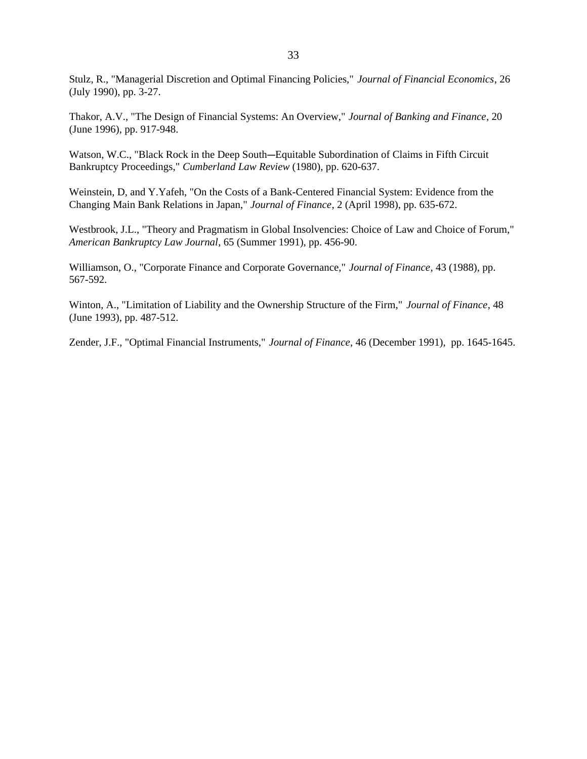Stulz, R., "Managerial Discretion and Optimal Financing Policies," *Journal of Financial Economics*, 26 (July 1990), pp. 3-27.

Thakor, A.V., "The Design of Financial Systems: An Overview," *Journal of Banking and Finance*, 20 (June 1996), pp. 917-948.

Watson, W.C., "Black Rock in the Deep South—Equitable Subordination of Claims in Fifth Circuit Bankruptcy Proceedings," *Cumberland Law Review* (1980), pp. 620-637.

Weinstein, D, and Y.Yafeh, "On the Costs of a Bank-Centered Financial System: Evidence from the Changing Main Bank Relations in Japan," *Journal of Finance*, 2 (April 1998), pp. 635-672.

Westbrook, J.L., "Theory and Pragmatism in Global Insolvencies: Choice of Law and Choice of Forum," *American Bankruptcy Law Journal*, 65 (Summer 1991), pp. 456-90.

Williamson, O., "Corporate Finance and Corporate Governance," *Journal of Finance*, 43 (1988), pp. 567-592.

Winton, A., "Limitation of Liability and the Ownership Structure of the Firm," *Journal of Finance*, 48 (June 1993), pp. 487-512.

Zender, J.F., "Optimal Financial Instruments," *Journal of Finance*, 46 (December 1991), pp. 1645-1645.